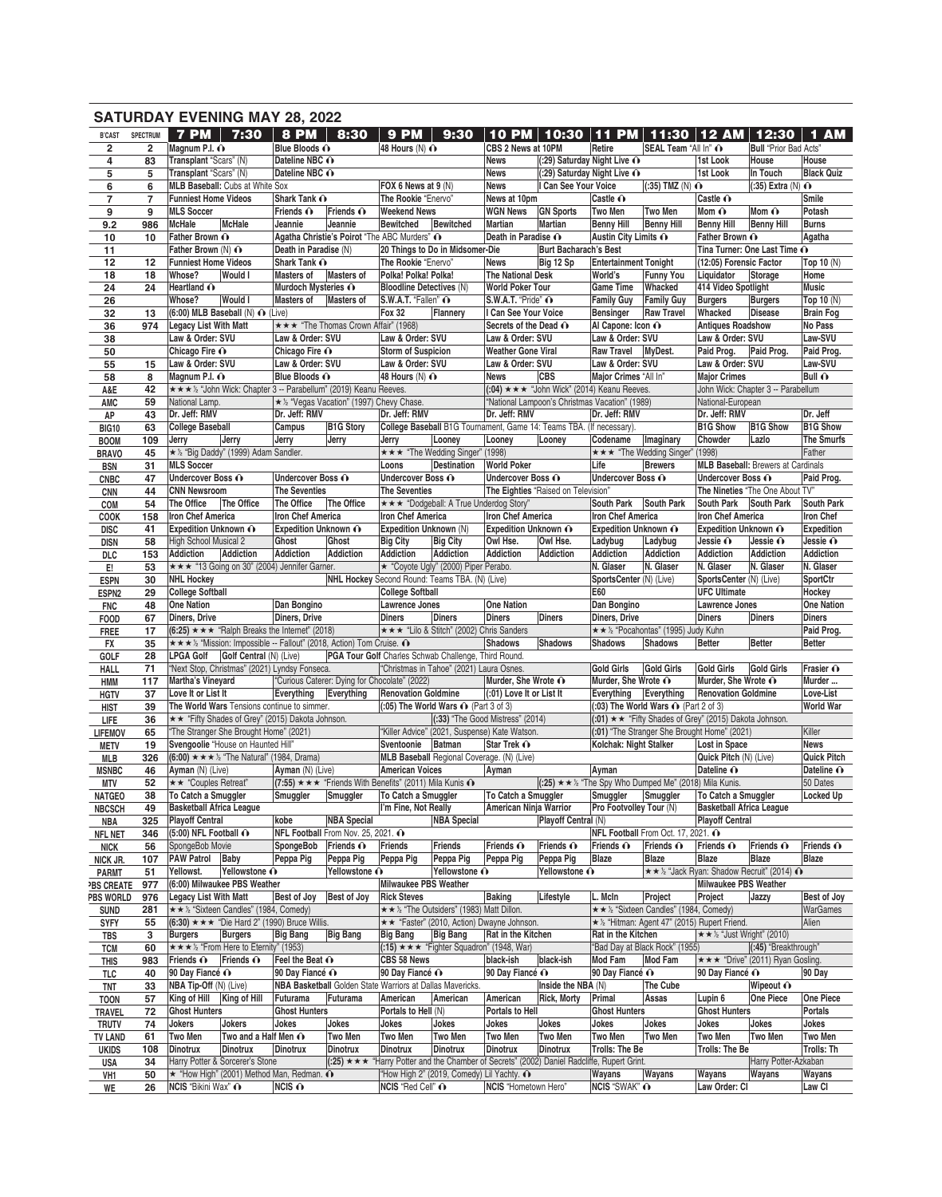## SATURDAY EVENING MAY 28, 2022

| B'CAST | SPECTRUM | 7 PM | 7:30 | 8 PM | 8:30 | 9 PM | 9:30 | 10 PM | 10:30 | 11 PM | 11:30 | 12 AM | 12:30 | 1 AM |
|---|---|---|---|---|---|---|---|---|---|---|---|---|---|---|
| 2 | 2 | Magnum P.I. | | Blue Bloods | | 48 Hours (N) | | CBS 2 News at 10PM | | Retire | SEAL Team "All In" | | Bull "Prior Bad Acts" | |
| 4 | 83 | Transplant "Scars" (N) | | Dateline NBC | | | | News | (:29) Saturday Night Live | | | 1st Look | House | House |
| 5 | 5 | Transplant "Scars" (N) | | Dateline NBC | | | | News | (:29) Saturday Night Live | | | 1st Look | In Touch | Black Quiz |
| 6 | 6 | MLB Baseball: Cubs at White Sox | | | | FOX 6 News at 9 (N) | | News | I Can See Your Voice | | (:35) TMZ (N) | | (:35) Extra (N) | |
| 7 | 7 | Funniest Home Videos | | Shark Tank | | The Rookie "Enervo" | | News at 10pm | | Castle | | Castle | | Smile |
| 9 | 9 | MLS Soccer | | Friends | Friends | Weekend News | | WGN News | GN Sports | Two Men | Two Men | Mom | Mom | Potash |
| 9.2 | 986 | McHale | McHale | Jeannie | Jeannie | Bewitched | Bewitched | Martian | Martian | Benny Hill | Benny Hill | Benny Hill | Benny Hill | Burns |
| 10 | 10 | Father Brown | | Agatha Christie's Poirot "The ABC Murders" | | | | Death in Paradise | | Austin City Limits | | Father Brown | | Agatha |
| 11 | | Father Brown (N) | | Death in Paradise (N) | | 20 Things to Do in Midsomer-Die | | | Burt Bacharach's Best | | | Tina Turner: One Last Time | | |
| 12 | 12 | Funniest Home Videos | | Shark Tank | | The Rookie "Enervo" | | News | Big 12 Sp | Entertainment Tonight | | (12:05) Forensic Factor | | Top 10 (N) |
| 18 | 18 | Whose? | Would I | Masters of | Masters of | Polka! Polka! Polka! | | The National Desk | | World's | Funny You | Liquidator | Storage | Home |
| 24 | 24 | Heartland | | Murdoch Mysteries | | Bloodline Detectives (N) | | World Poker Tour | | Game Time | Whacked | 414 Video Spotlight | | Music |
| 26 | | Whose? | Would I | Masters of | Masters of | S.W.A.T. "Fallen" | | S.W.A.T. "Pride" | | Family Guy | Family Guy | Burgers | Burgers | Top 10 (N) |
| 32 | 13 | (6:00) MLB Baseball (N) (Live) | | | | Fox 32 | Flannery | I Can See Your Voice | | Bensinger | Raw Travel | Whacked | Disease | Brain Fog |
| 36 | 974 | Legacy List With Matt | | ★★★ "The Thomas Crown Affair" (1968) | | | | Secrets of the Dead | | Al Capone: Icon | | Antiques Roadshow | | No Pass |
| 38 | | Law & Order: SVU | | Law & Order: SVU | | Law & Order: SVU | | Law & Order: SVU | | Law & Order: SVU | | Law & Order: SVU | | Law-SVU |
| 50 | | Chicago Fire | | Chicago Fire | | Storm of Suspicion | | Weather Gone Viral | | Raw Travel | MyDest. | Paid Prog. | Paid Prog. | Paid Prog. |
| 55 | 15 | Law & Order: SVU | | Law & Order: SVU | | Law & Order: SVU | | Law & Order: SVU | | Law & Order: SVU | | Law & Order: SVU | | Law-SVU |
| 58 | 8 | Magnum P.I. | | Blue Bloods | | 48 Hours (N) | | News | CBS | Major Crimes "All In" | | Major Crimes | | Bull |
| A&E | 42 | ★★★½ "John Wick: Chapter 3 -- Parabellum" (2019) Keanu Reeves. | | | | | | (:04) ★★★ "John Wick" (2014) Keanu Reeves. | | | | John Wick: Chapter 3 -- Parabellum | | |
| AMC | 59 | National Lamp. | | ★½ "Vegas Vacation" (1997) Chevy Chase. | | | | "National Lampoon's Christmas Vacation" (1989) | | | | National-European | | |
| AP | 43 | Dr. Jeff: RMV | | Dr. Jeff: RMV | | Dr. Jeff: RMV | | Dr. Jeff: RMV | | Dr. Jeff: RMV | | Dr. Jeff: RMV | | Dr. Jeff |
| BIG10 | 63 | College Baseball | | Campus | B1G Story | College Baseball B1G Tournament, Game 14: Teams TBA. (If necessary). | | | | | | B1G Show | B1G Show | B1G Show |
| BOOM | 109 | Jerry | Jerry | Jerry | Jerry | Jerry | Looney | Looney | Looney | Codename | Imaginary | Chowder | Lazlo | The Smurfs |
| BRAVO | 45 | ★½ "Big Daddy" (1999) Adam Sandler. | | | | ★★★ "The Wedding Singer" (1998) | | | | ★★★ "The Wedding Singer" (1998) | | | | Father |
| BSN | 31 | MLS Soccer | | | | Loons | Destination | World Poker | | Life | Brewers | MLB Baseball: Brewers at Cardinals | | |
| CNBC | 47 | Undercover Boss | | Undercover Boss | | Undercover Boss | | Undercover Boss | | Undercover Boss | | Undercover Boss | | Paid Prog. |
| CNN | 44 | CNN Newsroom | | The Seventies | | The Seventies | | The Eighties "Raised on Television" | | | | The Nineties "The One About TV" | | |
| COM | 54 | The Office | The Office | The Office | The Office | ★★★ "Dodgeball: A True Underdog Story" | | | | South Park | South Park | South Park | South Park | South Park |
| COOK | 158 | Iron Chef America | | Iron Chef America | | Iron Chef America | | Iron Chef America | | Iron Chef America | | Iron Chef America | | Iron Chef |
| DISC | 41 | Expedition Unknown | | Expedition Unknown | | Expedition Unknown (N) | | Expedition Unknown | | Expedition Unknown | | Expedition Unknown | | Expedition |
| DISN | 58 | High School Musical 2 | | Ghost | Ghost | Big City | Big City | Owl Hse. | Owl Hse. | Ladybug | Ladybug | Jessie | Jessie | Jessie |
| DLC | 153 | Addiction | Addiction | Addiction | Addiction | Addiction | Addiction | Addiction | Addiction | Addiction | Addiction | Addiction | Addiction | Addiction |
| E! | 53 | ★★★ "13 Going on 30" (2004) Jennifer Garner. | | | | ★ "Coyote Ugly" (2000) Piper Perabo. | | | | N. Glaser | N. Glaser | N. Glaser | N. Glaser | N. Glaser |
| ESPN | 30 | NHL Hockey | | | NHL Hockey Second Round: Teams TBA. (N) (Live) | | | | | SportsCenter (N) (Live) | | SportsCenter (N) (Live) | | SportCtr |
| ESPN2 | 29 | College Softball | | | | College Softball | | | | E60 | | UFC Ultimate | | Hockey |
| FNC | 48 | One Nation | | Dan Bongino | | Lawrence Jones | | One Nation | | Dan Bongino | | Lawrence Jones | | One Nation |
| FOOD | 67 | Diners, Drive | | Diners, Drive | | Diners | Diners | Diners | Diners | Diners, Drive | | Diners | Diners | Diners |
| FREE | 17 | (6:25) ★★★ "Ralph Breaks the Internet" (2018) | | | | ★★★ "Lilo & Stitch" (2002) Chris Sanders | | | | ★★½ "Pocahontas" (1995) Judy Kuhn | | | | Paid Prog. |
| FX | 35 | ★★★½ "Mission: Impossible -- Fallout" (2018, Action) Tom Cruise. | | | | | | Shadows | Shadows | Shadows | Shadows | Better | Better | Better |
| GOLF | 28 | LPGA Golf | Golf Central (N) (Live) | PGA Tour Golf Charles Schwab Challenge, Third Round. | | | | | | | | | | |
| HALL | 71 | "Next Stop, Christmas" (2021) Lyndsy Fonseca. | | | | "Christmas in Tahoe" (2021) Laura Osnes. | | | | Gold Girls | Gold Girls | Gold Girls | Gold Girls | Frasier |
| HMM | 117 | Martha's Vineyard | | "Curious Caterer: Dying for Chocolate" (2022) | | | | Murder, She Wrote | | Murder, She Wrote | | Murder, She Wrote | | Murder ... |
| HGTV | 37 | Love It or List It | | Everything | Everything | Renovation Goldmine | | (:01) Love It or List It | | Everything | Everything | Renovation Goldmine | | Love-List |
| HIST | 39 | The World Wars Tensions continue to simmer. | | | | (:05) The World Wars (Part 3 of 3) | | | | (:03) The World Wars (Part 2 of 3) | | | | World War |
| LIFE | 36 | ★★ "Fifty Shades of Grey" (2015) Dakota Johnson. | | | | | (:33) "The Good Mistress" (2014) | | | (:01) ★★ "Fifty Shades of Grey" (2015) Dakota Johnson. | | | | |
| LIFEMOV | 65 | "The Stranger She Brought Home" (2021) | | | | "Killer Advice" (2021, Suspense) Kate Watson. | | | | (:01) "The Stranger She Brought Home" (2021) | | | | Killer |
| METV | 19 | Svengoolie "House on Haunted Hill" | | | | Sventoonie | Batman | Star Trek | | Kolchak: Night Stalker | | Lost in Space | | News |
| MLB | 326 | (6:00) ★★★½ "The Natural" (1984, Drama) | | | | MLB Baseball Regional Coverage. (N) (Live) | | | | | | Quick Pitch (N) (Live) | | Quick Pitch |
| MSNBC | 46 | Ayman (N) (Live) | | Ayman (N) (Live) | | American Voices | | Ayman | | Ayman | | Dateline | | Dateline |
| MTV | 52 | ★★ "Couples Retreat" | | (7:55) ★★★ "Friends With Benefits" (2011) Mila Kunis | | | | | (:25) ★★½ "The Spy Who Dumped Me" (2018) Mila Kunis. | | | | | 50 Dates |
| NATGEO | 38 | To Catch a Smuggler | | Smuggler | Smuggler | To Catch a Smuggler | | To Catch a Smuggler | | Smuggler | Smuggler | To Catch a Smuggler | | Locked Up |
| NBCSCH | 49 | Basketball Africa League | | | | I'm Fine, Not Really | | American Ninja Warrior | | Pro Footvolley Tour (N) | | Basketball Africa League | | |
| NBA | 325 | Playoff Central | | kobe | NBA Special | | NBA Special | | Playoff Central (N) | | | Playoff Central | | |
| NFL NET | 346 | (5:00) NFL Football | | NFL Football From Nov. 25, 2021. | | | | | | NFL Football From Oct. 17, 2021. | | | | |
| NICK | 56 | SpongeBob Movie | | SpongeBob | Friends | Friends | Friends | Friends | Friends | Friends | Friends | Friends | Friends | Friends |
| NICK JR. | 107 | PAW Patrol | Baby | Peppa Pig | Peppa Pig | Peppa Pig | Peppa Pig | Peppa Pig | Peppa Pig | Blaze | Blaze | Blaze | Blaze | Blaze |
| PARMT | 51 | Yellowst. | Yellowstone | | Yellowstone | | Yellowstone | | Yellowstone | | ★★½ "Jack Ryan: Shadow Recruit" (2014) | | | |
| PBS CREATE | 977 | (6:00) Milwaukee PBS Weather | | | | Milwaukee PBS Weather | | | | | | Milwaukee PBS Weather | | |
| PBS WORLD | 976 | Legacy List With Matt | | Best of Joy | Best of Joy | Rick Steves | | Baking | Lifestyle | L. McIn | Project | Project | Jazzy | Best of Joy |
| SUND | 281 | ★★½ "Sixteen Candles" (1984, Comedy) | | | | ★★½ "The Outsiders" (1983) Matt Dillon. | | | | ★★½ "Sixteen Candles" (1984, Comedy) | | | | WarGames |
| SYFY | 55 | (6:30) ★★★ "Die Hard 2" (1990) Bruce Willis. | | | | ★★ "Faster" (2010, Action) Dwayne Johnson. | | | | ★½ "Hitman: Agent 47" (2015) Rupert Friend. | | | | Alien |
| TBS | 3 | Burgers | Burgers | Big Bang | Big Bang | Big Bang | Big Bang | Rat in the Kitchen | | Rat in the Kitchen | | ★★½ "Just Wright" (2010) | | |
| TCM | 60 | ★★★½ "From Here to Eternity" (1953) | | | | (:15) ★★★ "Fighter Squadron" (1948, War) | | | | "Bad Day at Black Rock" (1955) | | | (:45) "Breakthrough" | |
| THIS | 983 | Friends | Friends | Feel the Beat | | CBS 58 News | | black-ish | black-ish | Mod Fam | Mod Fam | ★★★ "Drive" (2011) Ryan Gosling. | | |
| TLC | 40 | 90 Day Fiancé | | 90 Day Fiancé | | 90 Day Fiancé | | 90 Day Fiancé | | 90 Day Fiancé | | 90 Day Fiancé | | 90 Day |
| TNT | 33 | NBA Tip-Off (N) (Live) | | NBA Basketball Golden State Warriors at Dallas Mavericks. | | | | | Inside the NBA (N) | | The Cube | | Wipeout | |
| TOON | 57 | King of Hill | King of Hill | Futurama | Futurama | American | American | American | Rick, Morty | Primal | Assas | Lupin 6 | One Piece | One Piece |
| TRAVEL | 72 | Ghost Hunters | | Ghost Hunters | | Portals to Hell (N) | | Portals to Hell | | Ghost Hunters | | Ghost Hunters | | Portals |
| TRUTV | 74 | Jokers | Jokers | Jokes | Jokes | Jokes | Jokes | Jokes | Jokes | Jokes | Jokes | Jokes | Jokes | Jokes |
| TV LAND | 61 | Two Men | Two and a Half Men | | Two Men | Two Men | Two Men | Two Men | Two Men | Two Men | Two Men | Two Men | Two Men | Two Men |
| UKIDS | 108 | Dinotrux | Dinotrux | Dinotrux | Dinotrux | Dinotrux | Dinotrux | Dinotrux | Dinotrux | Trolls: The Be | | Trolls: The Be | | Trolls: Th |
| USA | 34 | Harry Potter & Sorcerer's Stone | | | | (:25) ★★★ "Harry Potter and the Chamber of Secrets" (2002) Daniel Radcliffe, Rupert Grint. | | | | | | | Harry Potter-Azkaban | |
| VH1 | 50 | ★ "How High" (2001) Method Man, Redman. | | | | "How High 2" (2019, Comedy) Lil Yachty. | | | | Wayans | Wayans | Wayans | Wayans | Wayans |
| WE | 26 | NCIS "Bikini Wax" | | NCIS | | NCIS "Red Cell" | | NCIS "Hometown Hero" | | NCIS "SWAK" | | Law Order: CI | | Law CI |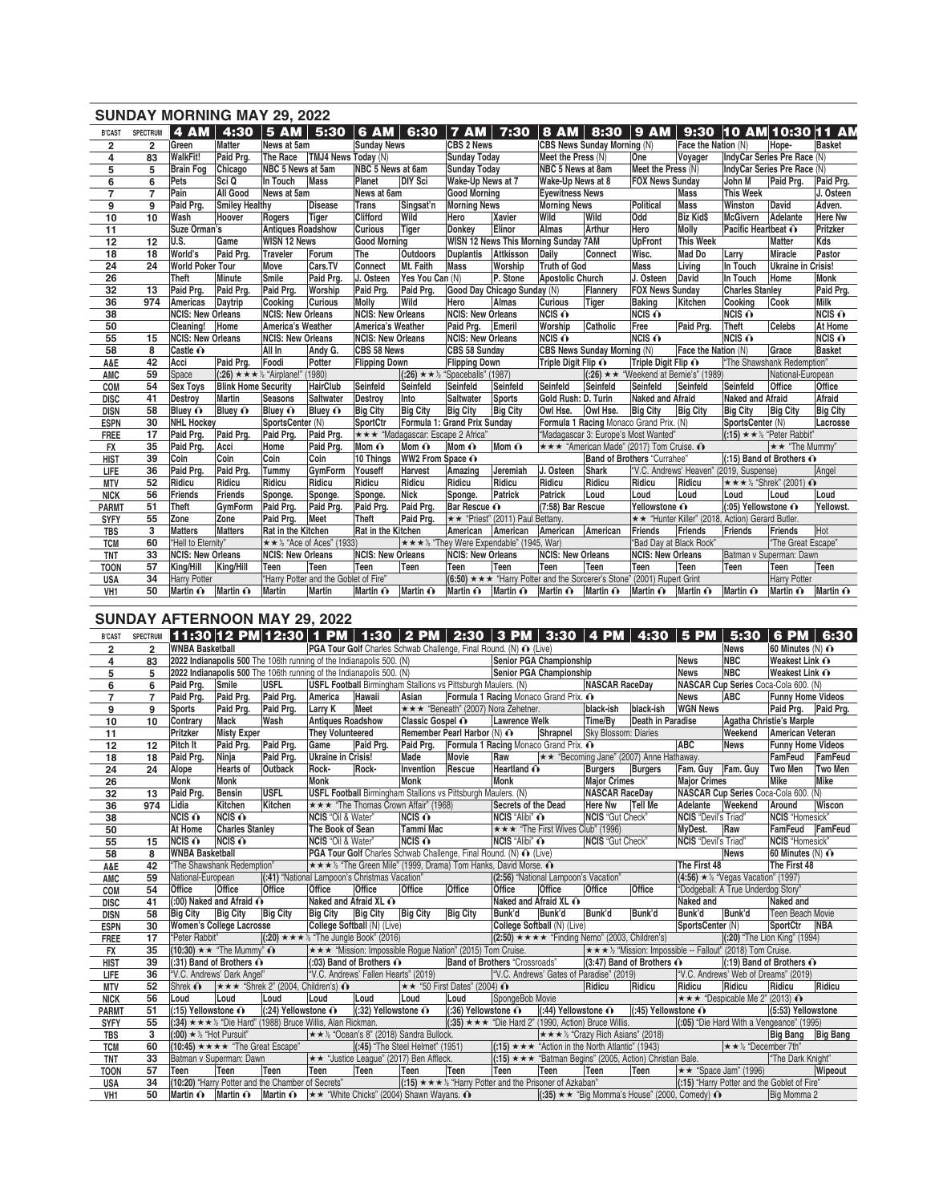## SUNDAY MORNING MAY 29, 2022

| B'CAST | SPECTRUM | 4 AM | 4:30 | 5 AM | 5:30 | 6 AM | 6:30 | 7 AM | 7:30 | 8 AM | 8:30 | 9 AM | 9:30 | 10 AM | 10:30 | 11 AM |
|---|---|---|---|---|---|---|---|---|---|---|---|---|---|---|---|---|
| 2 | 2 | Green | Matter | News at 5am | | Sunday News | | CBS 2 News | | CBS News Sunday Morning (N) | | | Face the Nation (N) | | Hope- | Basket |
| 4 | 83 | WalkFit! | Paid Prg. | The Race | TMJ4 News Today (N) | | | Sunday Today | | Meet the Press (N) | | One | Voyager | IndyCar Series Pre Race (N) | | |
| 5 | 5 | Brain Fog | Chicago | NBC 5 News at 5am | | NBC 5 News at 6am | | Sunday Today | | NBC 5 News at 8am | | Meet the Press (N) | | IndyCar Series Pre Race (N) | | |
| 6 | 6 | Pets | Sci Q | In Touch | Mass | Planet | DIY Sci | Wake-Up News at 7 | | Wake-Up News at 8 | | FOX News Sunday | | John M | Paid Prg. | Paid Prg. |
| 7 | 7 | Pain | All Good | News at 5am | | News at 6am | | Good Morning | | Eyewitness News | | | Mass | This Week | | J. Osteen |
| 9 | 9 | Paid Prg. | Smiley Healthy | | Disease | Trans | Singsat'n | Morning News | | Morning News | | Political | Mass | Winston | David | Adven. |
| 10 | 10 | Wash | Hoover | Rogers | Tiger | Clifford | Wild | Hero | Xavier | Wild | Wild | Odd | Biz Kid$ | McGivern | Adelante | Here Nw |
| 11 | | Suze Orman's | | Antiques Roadshow | | Curious | Tiger | Donkey | Elinor | Almas | Arthur | Hero | Molly | Pacific Heartbeat ⓘ | | Pritzker |
| 12 | 12 | U.S. | Game | WISN 12 News | | Good Morning | | WISN 12 News This Morning Sunday 7AM | | | | UpFront | This Week | | Matter | Kds |
| 18 | 18 | World's | Paid Prg. | Traveler | Forum | The | Outdoors | Duplantis | Attkisson | Daily | Connect | Wisc. | Mad Do | Larry | Miracle | Pastor |
| 24 | 24 | World Poker Tour | | Move | Cars.TV | Connect | Mt. Faith | Mass | Worship | Truth of God | | Mass | Living | In Touch | Ukraine in Crisis! | |
| 26 | | Theft | Minute | Smile | Paid Prg. | J. Osteen | Yes You Can (N) | | P. Stone | Apostolic Church | | J. Osteen | David | In Touch | Home | Monk |
| 32 | 13 | Paid Prg. | Paid Prg. | Paid Prg. | Worship | Paid Prg. | Paid Prg. | Good Day Chicago Sunday (N) | | | Flannery | FOX News Sunday | | Charles Stanley | | Paid Prg. |
| 36 | 974 | Americas | Daytrip | Cooking | Curious | Molly | Wild | Hero | Almas | Curious | Tiger | Baking | Kitchen | Cooking | Cook | Milk |
| 38 | | NCIS: New Orleans | | NCIS: New Orleans | | NCIS: New Orleans | | NCIS: New Orleans | | NCIS ⓘ | | NCIS ⓘ | | NCIS ⓘ | | NCIS ⓘ |
| 50 | | Cleaning! | Home | America's Weather | | America's Weather | | Paid Prg. | Emeril | Worship | Catholic | Free | Paid Prg. | Theft | Celebs | At Home |
| 55 | 15 | NCIS: New Orleans | | NCIS: New Orleans | | NCIS: New Orleans | | NCIS: New Orleans | | NCIS ⓘ | | NCIS ⓘ | | NCIS ⓘ | | NCIS ⓘ |
| 58 | 8 | Castle ⓘ | | All In | Andy G. | CBS 58 News | | CBS 58 Sunday | | CBS News Sunday Morning (N) | | | Face the Nation (N) | | Grace | Basket |
| A&E | 42 | Acci | Paid Prg. | Foodi | Potter | Flipping Down | | Flipping Down | | Triple Digit Flip ⓘ | | Triple Digit Flip ⓘ | | "The Shawshank Redemption" | | |
| AMC | 59 | Space | (:26) ★★★½ "Airplane!" (1980) | | | | (:26) ★★½ "Spaceballs" (1987) | | | | (:26) ★★ "Weekend at Bernie's" (1989) | | | | National-European | |
| COM | 54 | Sex Toys | Blink Home Security | | HairClub | Seinfeld | Seinfeld | Seinfeld | Seinfeld | Seinfeld | Seinfeld | Seinfeld | Seinfeld | Seinfeld | Office | Office |
| DISC | 41 | Destroy | Martin | Seasons | Saltwater | Destroy | Into | Saltwater | Sports | Gold Rush: D. Turin | | Naked and Afraid | | Naked and Afraid | | Afraid |
| DISN | 58 | Bluey ⓘ | Bluey ⓘ | Bluey ⓘ | Bluey ⓘ | Big City | Big City | Big City | Big City | Owl Hse. | Owl Hse. | Big City | Big City | Big City | Big City | Big City |
| ESPN | 30 | NHL Hockey | | SportsCenter (N) | | SportCtr | Formula 1: Grand Prix Sunday | | | Formula 1 Racing Monaco Grand Prix. (N) | | | | SportsCenter (N) | | Lacrosse |
| FREE | 17 | Paid Prg. | Paid Prg. | Paid Prg. | Paid Prg. | ★★★ "Madagascar: Escape 2 Africa" | | | | "Madagascar 3: Europe's Most Wanted" | | | | (:15) ★★½ "Peter Rabbit" | | |
| FX | 35 | Paid Prg. | Acci | Home | Paid Prg. | Mom ⓘ | Mom ⓘ | Mom ⓘ | Mom ⓘ | ★★★ "American Made" (2017) Tom Cruise. ⓘ | | | | | ★★ "The Mummy" | |
| HIST | 39 | Coin | Coin | Coin | Coin | 10 Things | WW2 From Space ⓘ | | | | Band of Brothers "Currahee" | | | (:15) Band of Brothers ⓘ | | |
| LIFE | 36 | Paid Prg. | Paid Prg. | Tummy | GymForm | Youseff | Harvest | Amazing | Jeremiah | J. Osteen | Shark | "V.C. Andrews' Heaven" (2019, Suspense) | | | | Angel |
| MTV | 52 | Ridicu | Ridicu | Ridicu | Ridicu | Ridicu | Ridicu | Ridicu | Ridicu | Ridicu | Ridicu | Ridicu | Ridicu | ★★★½ "Shrek" (2001) ⓘ | | |
| NICK | 56 | Friends | Friends | Sponge. | Sponge. | Sponge. | Nick | Sponge. | Patrick | Patrick | Loud | Loud | Loud | Loud | Loud | Loud |
| PARMT | 51 | Theft | GymForm | Paid Prg. | Paid Prg. | Paid Prg. | Paid Prg. | Bar Rescue ⓘ | | (7:58) Bar Rescue | | Yellowstone ⓘ | | (:05) Yellowstone ⓘ | | Yellowst. |
| SYFY | 55 | Zone | Zone | Paid Prg. | Meet | Theft | Paid Prg. | ★★ "Priest" (2011) Paul Bettany. | | | | ★★ "Hunter Killer" (2018, Action) Gerard Butler. | | | | |
| TBS | 3 | Matters | Matters | Rat in the Kitchen | | Rat in the Kitchen | | American | American | American | American | Friends | Friends | Friends | Friends | Hot |
| TCM | 60 | "Hell to Eternity" | | ★★½ "Ace of Aces" (1933) | | | ★★★½ "They Were Expendable" (1945, War) | | | | | "Bad Day at Black Rock" | | | "The Great Escape" | |
| TNT | 33 | NCIS: New Orleans | | NCIS: New Orleans | | NCIS: New Orleans | | NCIS: New Orleans | | NCIS: New Orleans | | NCIS: New Orleans | | Batman v Superman: Dawn | | |
| TOON | 57 | King/Hill | King/Hill | Teen | Teen | Teen | Teen | Teen | Teen | Teen | Teen | Teen | Teen | Teen | Teen | Teen |
| USA | 34 | Harry Potter | | "Harry Potter and the Goblet of Fire" | | | | (6:50) ★★★ "Harry Potter and the Sorcerer's Stone" (2001) Rupert Grint | | | | | | | Harry Potter | |
| VH1 | 50 | Martin ⓘ | Martin ⓘ | Martin | Martin | Martin ⓘ | Martin ⓘ | Martin ⓘ | Martin ⓘ | Martin ⓘ | Martin ⓘ | Martin ⓘ | Martin ⓘ | Martin ⓘ | Martin ⓘ | Martin ⓘ |

## SUNDAY AFTERNOON MAY 29, 2022

| B'CAST | SPECTRUM | 11:30 | 12 PM | 12:30 | 1 PM | 1:30 | 2 PM | 2:30 | 3 PM | 3:30 | 4 PM | 4:30 | 5 PM | 5:30 | 6 PM | 6:30 |
|---|---|---|---|---|---|---|---|---|---|---|---|---|---|---|---|---|
| 2 | 2 | WNBA Basketball | | | PGA Tour Golf Charles Schwab Challenge, Final Round. (N) ⓘ (Live) | | | | | | | | | News | 60 Minutes (N) ⓘ | |
| 4 | 83 | 2022 Indianapolis 500 The 106th running of the Indianapolis 500. (N) | | | | | | | Senior PGA Championship | | | | News | NBC | Weakest Link ⓘ | |
| 5 | 5 | 2022 Indianapolis 500 The 106th running of the Indianapolis 500. (N) | | | | | | | Senior PGA Championship | | | | News | NBC | Weakest Link ⓘ | |
| 6 | 6 | Paid Prg. | Smile | USFL | USFL Football Birmingham Stallions vs Pittsburgh Maulers. (N) | | | | | NASCAR RaceDay | | | NASCAR Cup Series Coca-Cola 600. (N) | | | |
| 7 | 7 | Paid Prg. | Paid Prg. | Paid Prg. | America | Hawaii | Asian | Formula 1 Racing Monaco Grand Prix. ⓘ | | | | | News | ABC | Funny Home Videos | |
| 9 | 9 | Sports | Paid Prg. | Paid Prg. | Larry K | Meet | ★★★ "Beneath" (2007) Nora Zehetner. | | | black-ish | black-ish | WGN News | | | Paid Prg. | Paid Prg. |
| 10 | 10 | Contrary | Mack | Wash | Antiques Roadshow | | Classic Gospel ⓘ | | Lawrence Welk | | Time/By | Death in Paradise | | Agatha Christie's Marple | | |
| 11 | | Pritzker | Misty Exper | | They Volunteered | | Remember Pearl Harbor (N) ⓘ | | | Shrapnel | Sky Blossom: Diaries | | | Weekend | American Veteran | |
| 12 | 12 | Pitch It | Paid Prg. | Paid Prg. | Game | Paid Prg. | Paid Prg. | Formula 1 Racing Monaco Grand Prix. ⓘ | | | | | ABC | News | Funny Home Videos | |
| 18 | 18 | Paid Prg. | Ninja | Paid Prg. | Ukraine in Crisis! | | Made | Movie | Raw | ★★ "Becoming Jane" (2007) Anne Hathaway. | | | | | FamFeud | FamFeud |
| 24 | 24 | Alope | Hearts of | Outback | Rock- | Rock- | Invention | Rescue | Heartland ⓘ | | Burgers | Burgers | Fam. Guy | Fam. Guy | Two Men | Two Men |
| 26 | | Monk | Monk | | Monk | | Monk | | Monk | | Major Crimes | | Major Crimes | | Mike | Mike |
| 32 | 13 | Paid Prg. | Bensin | USFL | USFL Football Birmingham Stallions vs Pittsburgh Maulers. (N) | | | | | NASCAR RaceDay | | | NASCAR Cup Series Coca-Cola 600. (N) | | | |
| 36 | 974 | Lidia | Kitchen | Kitchen | ★★★ "The Thomas Crown Affair" (1968) | | | | Secrets of the Dead | | Here Nw | Tell Me | Adelante | Weekend | Around | Wiscon |
| 38 | | NCIS ⓘ | NCIS ⓘ | | NCIS "Oil & Water" | | NCIS ⓘ | | NCIS "Alibi" ⓘ | | NCIS "Gut Check" | | NCIS "Devil's Triad" | | NCIS "Homesick" | |
| 50 | | At Home | Charles Stanley | | The Book of Sean | | Tammi Mac | | ★★★ "The First Wives Club" (1996) | | | | MyDest. | Raw | FamFeud | FamFeud |
| 55 | 15 | NCIS ⓘ | NCIS ⓘ | | NCIS "Oil & Water" | | NCIS ⓘ | | NCIS "Alibi" ⓘ | | NCIS "Gut Check" | | NCIS "Devil's Triad" | | NCIS "Homesick" | |
| 58 | 8 | WNBA Basketball | | | PGA Tour Golf Charles Schwab Challenge, Final Round. (N) ⓘ (Live) | | | | | | | | | News | 60 Minutes (N) ⓘ | |
| A&E | 42 | "The Shawshank Redemption" | | | ★★★½ "The Green Mile" (1999, Drama) Tom Hanks, David Morse. ⓘ | | | | | | | | The First 48 | | The First 48 | |
| AMC | 59 | National-European | | (:41) "National Lampoon's Christmas Vacation" | | | | | (2:56) "National Lampoon's Vacation" | | | | (4:56) ★½ "Vegas Vacation" (1997) | | | |
| COM | 54 | Office | Office | Office | Office | Office | Office | Office | Office | Office | Office | Office | "Dodgeball: A True Underdog Story" | | | |
| DISC | 41 | (:00) Naked and Afraid ⓘ | | | Naked and Afraid XL ⓘ | | | | Naked and Afraid XL ⓘ | | | | Naked and | | Naked and | |
| DISN | 58 | Big City | Big City | Big City | Big City | Big City | Big City | Big City | Bunk'd | Bunk'd | Bunk'd | Bunk'd | Bunk'd | Bunk'd | Teen Beach Movie | |
| ESPN | 30 | Women's College Lacrosse | | | College Softball (N) (Live) | | | | College Softball (N) (Live) | | | | SportsCenter (N) | | SportCtr | NBA |
| FREE | 17 | "Peter Rabbit" | | (:20) ★★★½ "The Jungle Book" (2016) | | | | | (2:50) ★★★★ "Finding Nemo" (2003, Children's) | | | | | (:20) "The Lion King" (1994) | | |
| FX | 35 | (10:30) ★★ "The Mummy" ⓘ | | | ★★★ "Mission: Impossible Rogue Nation" (2015) Tom Cruise. | | | | | | ★★★½ "Mission: Impossible -- Fallout" (2018) Tom Cruise. | | | | | |
| HIST | 39 | (:31) Band of Brothers ⓘ | | | (:03) Band of Brothers ⓘ | | | Band of Brothers "Crossroads" | | | (3:47) Band of Brothers ⓘ | | | (:19) Band of Brothers ⓘ | | |
| LIFE | 36 | "V.C. Andrews' Dark Angel" | | | "V.C. Andrews' Fallen Hearts" (2019) | | | | "V.C. Andrews' Gates of Paradise" (2019) | | | | "V.C. Andrews' Web of Dreams" (2019) | | | |
| MTV | 52 | Shrek ⓘ | ★★★ "Shrek 2" (2004, Children's) ⓘ | | | | ★★ "50 First Dates" (2004) ⓘ | | | | Ridicu | Ridicu | Ridicu | Ridicu | Ridicu | Ridicu |
| NICK | 56 | Loud | Loud | Loud | Loud | Loud | Loud | Loud | SpongeBob Movie | | | | ★★★ "Despicable Me 2" (2013) ⓘ | | | |
| PARMT | 51 | (:15) Yellowstone ⓘ | | (:24) Yellowstone ⓘ | | | (:32) Yellowstone ⓘ | | (:36) Yellowstone ⓘ | | (:44) Yellowstone ⓘ | | (:45) Yellowstone ⓘ | | (5:53) Yellowstone | |
| SYFY | 55 | (:34) ★★★½ "Die Hard" (1988) Bruce Willis, Alan Rickman. | | | | | | (:35) ★★★ "Die Hard 2" (1990, Action) Bruce Willis. | | | | | (:05) "Die Hard With a Vengeance" (1995) | | | |
| TBS | 3 | (:00) ★½ "Hot Pursuit" | | | ★★½ "Ocean's 8" (2018) Sandra Bullock. | | | | ★★★½ "Crazy Rich Asians" (2018) | | | | | | Big Bang | Big Bang |
| TCM | 60 | (10:45) ★★★★ "The Great Escape" | | | | (:45) "The Steel Helmet" (1951) | | | (:15) ★★★ "Action in the North Atlantic" (1943) | | | | | ★★½ "December 7th" | | |
| TNT | 33 | Batman v Superman: Dawn | | | ★★ "Justice League" (2017) Ben Affleck. | | | | (:15) ★★★ "Batman Begins" (2005, Action) Christian Bale. | | | | | | "The Dark Knight" | |
| TOON | 57 | Teen | Teen | Teen | Teen | Teen | Teen | Teen | Teen | Teen | Teen | Teen | ★★ "Space Jam" (1996) | | | Wipeout |
| USA | 34 | (10:20) "Harry Potter and the Chamber of Secrets" | | | | | (:15) ★★★½ "Harry Potter and the Prisoner of Azkaban" | | | | | | (:15) "Harry Potter and the Goblet of Fire" | | | |
| VH1 | 50 | Martin ⓘ | Martin ⓘ | Martin ⓘ | ★★ "White Chicks" (2004) Shawn Wayans. ⓘ | | | | | (:35) ★★ "Big Momma's House" (2000, Comedy) ⓘ | | | | | Big Momma 2 | |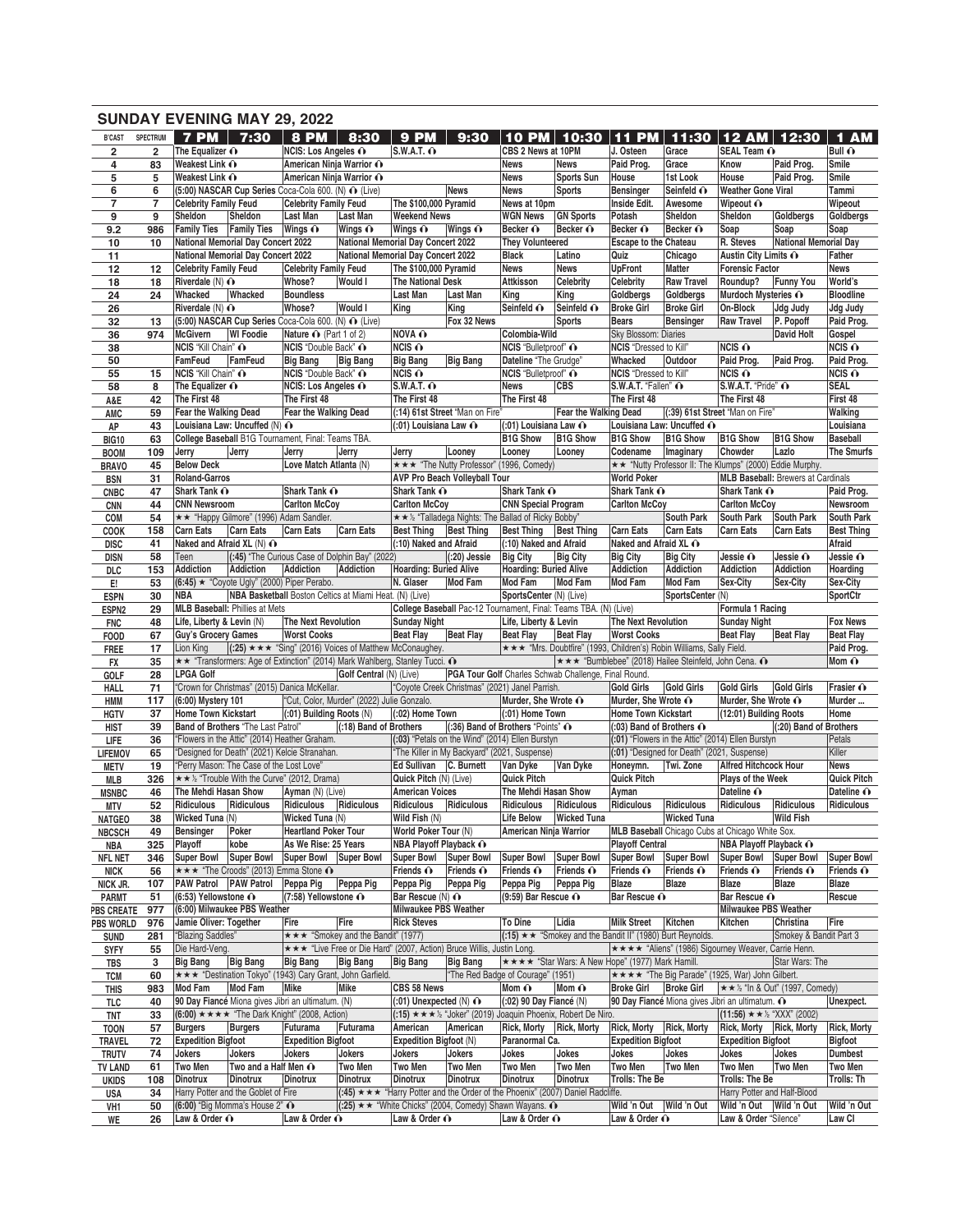## SUNDAY EVENING MAY 29, 2022

| B'CAST | SPECTRUM | 7 PM | 7:30 | 8 PM | 8:30 | 9 PM | 9:30 | 10 PM | 10:30 | 11 PM | 11:30 | 12 AM | 12:30 | 1 AM |
|---|---|---|---|---|---|---|---|---|---|---|---|---|---|---|
| 2 | 2 | The Equalizer | | NCIS: Los Angeles | | S.W.A.T. | | CBS 2 News at 10PM | | J. Osteen | Grace | SEAL Team | | Bull |
| 4 | 83 | Weakest Link | | American Ninja Warrior | | | | News | News | Paid Prog. | Grace | Know | Paid Prog. | Smile |
| 5 | 5 | Weakest Link | | American Ninja Warrior | | | | News | Sports Sun | House | 1st Look | House | Paid Prog. | Smile |
| 6 | 6 | (5:00) NASCAR Cup Series Coca-Cola 600. (N) (Live) | | | | | News | News | Sports | Bensinger | Seinfeld | Weather Gone Viral | | Tammi |
| 7 | 7 | Celebrity Family Feud | | Celebrity Family Feud | | The $100,000 Pyramid | | News at 10pm | | Inside Edit. | Awesome | Wipeout | | Wipeout |
| 9 | 9 | Sheldon | Sheldon | Last Man | Last Man | Weekend News | | WGN News | GN Sports | Potash | Sheldon | Sheldon | Goldbergs | Goldbergs |
| 9.2 | 986 | Family Ties | Family Ties | Wings | Wings | Wings | Wings | Becker | Becker | Becker | Becker | Soap | Soap | Soap |
| 10 | 10 | National Memorial Day Concert 2022 | | National Memorial Day Concert 2022 | | | | They Volunteered | | Escape to the Chateau | | R. Steves | National Memorial Day | |
| 11 | | National Memorial Day Concert 2022 | | National Memorial Day Concert 2022 | | | | Black | Latino | Quiz | Chicago | Austin City Limits | | Father |
| 12 | 12 | Celebrity Family Feud | | Celebrity Family Feud | | The $100,000 Pyramid | | News | News | UpFront | Matter | Forensic Factor | | News |
| 18 | 18 | Riverdale (N) | | Whose? | Would I | The National Desk | | Attkisson | Celebrity | Celebrity | Raw Travel | Roundup? | Funny You | World's |
| 24 | 24 | Whacked | Whacked | Boundless | | Last Man | Last Man | King | King | Goldbergs | Goldbergs | Murdoch Mysteries | | Bloodline |
| 26 | | Riverdale (N) | | Whose? | Would I | King | King | Seinfeld | Seinfeld | Broke Girl | Broke Girl | On-Block | Jdg Judy | Jdg Judy |
| 32 | 13 | (5:00) NASCAR Cup Series Coca-Cola 600. (N) (Live) | | | | | Fox 32 News | | Sports | Bears | Bensinger | Raw Travel | P. Popoff | Paid Prog. |
| 36 | 974 | McGivern | WI Foodie | Nature (Part 1 of 2) | | NOVA | | Colombia-Wild | | Sky Blossom: Diaries | | | David Holt | Gospel |
| 38 | | NCIS "Kill Chain" | | NCIS "Double Back" | | NCIS | | NCIS "Bulletproof" | | NCIS "Dressed to Kill" | | NCIS | | NCIS |
| 50 | | FamFeud | FamFeud | Big Bang | Big Bang | Big Bang | Big Bang | Dateline "The Grudge" | | Whacked | Outdoor | Paid Prog. | Paid Prog. | Paid Prog. |
| 55 | 15 | NCIS "Kill Chain" | | NCIS "Double Back" | | NCIS | | NCIS "Bulletproof" | | NCIS "Dressed to Kill" | | NCIS | | NCIS |
| 58 | 8 | The Equalizer | | NCIS: Los Angeles | | S.W.A.T. | | News | CBS | S.W.A.T. "Fallen" | | S.W.A.T. "Pride" | | SEAL |
| A&E | 42 | The First 48 | | The First 48 | | The First 48 | | The First 48 | | The First 48 | | The First 48 | | First 48 |
| AMC | 59 | Fear the Walking Dead | | Fear the Walking Dead | | (:14) 61st Street "Man on Fire" | | | Fear the Walking Dead | | (:39) 61st Street "Man on Fire" | | | Walking |
| AP | 43 | Louisiana Law: Uncuffed (N) | | | | (:01) Louisiana Law | | (:01) Louisiana Law | | Louisiana Law: Uncuffed | | | | Louisiana |
| BIG10 | 63 | College Baseball B1G Tournament, Final: Teams TBA. | | | | | | B1G Show | B1G Show | B1G Show | B1G Show | B1G Show | B1G Show | Baseball |
| BOOM | 109 | Jerry | Jerry | Jerry | Jerry | Jerry | Looney | Looney | Looney | Codename | Imaginary | Chowder | Lazlo | The Smurfs |
| BRAVO | 45 | Below Deck | | Love Match Atlanta (N) | | ★★★ "The Nutty Professor" (1996, Comedy) | | | | ★★ "Nutty Professor II: The Klumps" (2000) Eddie Murphy. | | | | |
| BSN | 31 | Roland-Garros | | | | AVP Pro Beach Volleyball Tour | | | | World Poker | | MLB Baseball: Brewers at Cardinals | | |
| CNBC | 47 | Shark Tank | | Shark Tank | | Shark Tank | | Shark Tank | | Shark Tank | | Shark Tank | | Paid Prog. |
| CNN | 44 | CNN Newsroom | | Carlton McCoy | | Carlton McCoy | | CNN Special Program | | Carlton McCoy | | Carlton McCoy | | Newsroom |
| COM | 54 | ★★ "Happy Gilmore" (1996) Adam Sandler. | | | | ★★½ "Talladega Nights: The Ballad of Ricky Bobby" | | | | | South Park | South Park | South Park | South Park |
| COOK | 158 | Carn Eats | Carn Eats | Carn Eats | Carn Eats | Best Thing | Best Thing | Best Thing | Best Thing | Carn Eats | Carn Eats | Carn Eats | Carn Eats | Best Thing |
| DISC | 41 | Naked and Afraid XL (N) | | | | (:10) Naked and Afraid | | (:10) Naked and Afraid | | Naked and Afraid XL | | | | Afraid |
| DISN | 58 | Teen | (:45) "The Curious Case of Dolphin Bay" (2022) | | | | (:20) Jessie | Big City | Big City | Big City | Big City | Jessie | Jessie | Jessie |
| DLC | 153 | Addiction | Addiction | Addiction | Addiction | Hoarding: Buried Alive | | Hoarding: Buried Alive | | Addiction | Addiction | Addiction | Addiction | Hoarding |
| E! | 53 | (6:45) ★ "Coyote Ugly" (2000) Piper Perabo. | | | | N. Glaser | Mod Fam | Mod Fam | Mod Fam | Mod Fam | Mod Fam | Sex-City | Sex-City | Sex-City |
| ESPN | 30 | NBA | NBA Basketball Boston Celtics at Miami Heat. (N) (Live) | | | | | SportsCenter (N) (Live) | | | SportsCenter (N) | | | SportCtr |
| ESPN2 | 29 | MLB Baseball: Phillies at Mets | | | | College Baseball Pac-12 Tournament, Final: Teams TBA. (N) (Live) | | | | | | Formula 1 Racing | | |
| FNC | 48 | Life, Liberty & Levin (N) | | The Next Revolution | | Sunday Night | | Life, Liberty & Levin | | The Next Revolution | | Sunday Night | | Fox News |
| FOOD | 67 | Guy's Grocery Games | | Worst Cooks | | Beat Flay | Beat Flay | Beat Flay | Beat Flay | Worst Cooks | | Beat Flay | Beat Flay | Beat Flay |
| FREE | 17 | Lion King | (:25) ★★★ "Sing" (2016) Voices of Matthew McConaughey. | | | | | ★★★ "Mrs. Doubtfire" (1993, Children's) Robin Williams, Sally Field. | | | | | | Paid Prog. |
| FX | 35 | ★★ "Transformers: Age of Extinction" (2014) Mark Wahlberg, Stanley Tucci. | | | | | | | ★★★ "Bumblebee" (2018) Hailee Steinfeld, John Cena. | | | | | Mom |
| GOLF | 28 | LPGA Golf | | | Golf Central (N) (Live) | | PGA Tour Golf Charles Schwab Challenge, Final Round. | | | | | | | |
| HALL | 71 | "Crown for Christmas" (2015) Danica McKellar. | | | | "Coyote Creek Christmas" (2021) Janel Parrish. | | | | Gold Girls | Gold Girls | Gold Girls | Gold Girls | Frasier |
| HMM | 117 | (6:00) Mystery 101 | | "Cut, Color, Murder" (2022) Julie Gonzalo. | | | | Murder, She Wrote | | Murder, She Wrote | | Murder, She Wrote | | Murder ... |
| HGTV | 37 | Home Town Kickstart | | (:01) Building Roots (N) | | (:02) Home Town | | (:01) Home Town | | Home Town Kickstart | | (12:01) Building Roots | | Home |
| HIST | 39 | Band of Brothers "The Last Patrol" | | | (:18) Band of Brothers | | (:36) Band of Brothers "Points" | | | (:03) Band of Brothers | | | (:20) Band of Brothers | |
| LIFE | 36 | "Flowers in the Attic" (2014) Heather Graham. | | | | (:03) "Petals on the Wind" (2014) Ellen Burstyn | | | | (:01) "Flowers in the Attic" (2014) Ellen Burstyn | | | | Petals |
| LIFEMOV | 65 | "Designed for Death" (2021) Kelcie Stranahan. | | | | "The Killer in My Backyard" (2021, Suspense) | | | | (:01) "Designed for Death" (2021, Suspense) | | | | Killer |
| METV | 19 | "Perry Mason: The Case of the Lost Love" | | | | Ed Sullivan | C. Burnett | Van Dyke | Van Dyke | Honeymn. | Twi. Zone | Alfred Hitchcock Hour | | News |
| MLB | 326 | ★★½ "Trouble With the Curve" (2012, Drama) | | | | Quick Pitch (N) (Live) | | Quick Pitch | | Quick Pitch | | Plays of the Week | | Quick Pitch |
| MSNBC | 46 | The Mehdi Hasan Show | | Ayman (N) (Live) | | American Voices | | The Mehdi Hasan Show | | Ayman | | Dateline | | Dateline |
| MTV | 52 | Ridiculous | Ridiculous | Ridiculous | Ridiculous | Ridiculous | Ridiculous | Ridiculous | Ridiculous | Ridiculous | Ridiculous | Ridiculous | Ridiculous | Ridiculous |
| NATGEO | 38 | Wicked Tuna (N) | | Wicked Tuna (N) | | Wild Fish (N) | | Life Below | Wicked Tuna | | Wicked Tuna | | Wild Fish | |
| NBCSCH | 49 | Bensinger | Poker | Heartland Poker Tour | | World Poker Tour (N) | | American Ninja Warrior | | MLB Baseball Chicago Cubs at Chicago White Sox. | | | | |
| NBA | 325 | Playoff | kobe | As We Rise: 25 Years | | NBA Playoff Playback | | | | Playoff Central | | NBA Playoff Playback | | |
| NFL NET | 346 | Super Bowl | Super Bowl | Super Bowl | Super Bowl | Super Bowl | Super Bowl | Super Bowl | Super Bowl | Super Bowl | Super Bowl | Super Bowl | Super Bowl | Super Bowl |
| NICK | 56 | ★★★ "The Croods" (2013) Emma Stone | | | | Friends | Friends | Friends | Friends | Friends | Friends | Friends | Friends | Friends |
| NICK JR. | 107 | PAW Patrol | PAW Patrol | Peppa Pig | Peppa Pig | Peppa Pig | Peppa Pig | Peppa Pig | Peppa Pig | Blaze | Blaze | Blaze | Blaze | Blaze |
| PARMT | 51 | (6:53) Yellowstone | | (7:58) Yellowstone | | Bar Rescue (N) | | (9:59) Bar Rescue | | Bar Rescue | | Bar Rescue | | Rescue |
| PBS CREATE | 977 | (6:00) Milwaukee PBS Weather | | | | Milwaukee PBS Weather | | | | | | Milwaukee PBS Weather | | |
| PBS WORLD | 976 | Jamie Oliver: Together | | Fire | Fire | Rick Steves | | To Dine | Lidia | Milk Street | Kitchen | Kitchen | Christina | Fire |
| SUND | 281 | "Blazing Saddles" | | ★★★ "Smokey and the Bandit" (1977) | | | | (:15) ★★ "Smokey and the Bandit II" (1980) Burt Reynolds. | | | | | Smokey & Bandit Part 3 | |
| SYFY | 55 | Die Hard-Veng. | | ★★★ "Live Free or Die Hard" (2007, Action) Bruce Willis, Justin Long. | | | | | | ★★★★ "Aliens" (1986) Sigourney Weaver, Carrie Henn. | | | | |
| TBS | 3 | Big Bang | Big Bang | Big Bang | Big Bang | Big Bang | Big Bang | ★★★★ "Star Wars: A New Hope" (1977) Mark Hamill. | | | | | Star Wars: The | |
| TCM | 60 | ★★★ "Destination Tokyo" (1943) Cary Grant, John Garfield. | | | | | "The Red Badge of Courage" (1951) | | | ★★★★ "The Big Parade" (1925, War) John Gilbert. | | | | |
| THIS | 983 | Mod Fam | Mod Fam | Mike | Mike | CBS 58 News | | Mom | Mom | Broke Girl | Broke Girl | ★★½ "In & Out" (1997, Comedy) | | |
| TLC | 40 | 90 Day Fiancé Miona gives Jibri an ultimatum. (N) | | | | (:01) Unexpected (N) | | (:02) 90 Day Fiancé (N) | | 90 Day Fiancé Miona gives Jibri an ultimatum. | | | | Unexpect. |
| TNT | 33 | (6:00) ★★★★ "The Dark Knight" (2008, Action) | | | | (:15) ★★★½ "Joker" (2019) Joaquin Phoenix, Robert De Niro. | | | | | | (11:56) ★★½ "XXX" (2002) | | |
| TOON | 57 | Burgers | Burgers | Futurama | Futurama | American | American | Rick, Morty | Rick, Morty | Rick, Morty | Rick, Morty | Rick, Morty | Rick, Morty | Rick, Morty |
| TRAVEL | 72 | Expedition Bigfoot | | Expedition Bigfoot | | Expedition Bigfoot (N) | | Paranormal Ca. | | Expedition Bigfoot | | Expedition Bigfoot | | Bigfoot |
| TRUTV | 74 | Jokers | Jokers | Jokers | Jokers | Jokers | Jokers | Jokes | Jokes | Jokes | Jokes | Jokes | Jokes | Dumbest |
| TV LAND | 61 | Two Men | Two and a Half Men | | Two Men | Two Men | Two Men | Two Men | Two Men | Two Men | Two Men | Two Men | Two Men | Two Men |
| UKIDS | 108 | Dinotrux | Dinotrux | Dinotrux | Dinotrux | Dinotrux | Dinotrux | Dinotrux | Dinotrux | Trolls: The Be | | Trolls: The Be | | Trolls: Th |
| USA | 34 | Harry Potter and the Goblet of Fire | | | (:45) ★★★ "Harry Potter and the Order of the Phoenix" (2007) Daniel Radcliffe. | | | | | | | Harry Potter and Half-Blood | | |
| VH1 | 50 | (6:00) "Big Momma's House 2" | | | (:25) ★★ "White Chicks" (2004, Comedy) Shawn Wayans. | | | | | Wild 'n Out | Wild 'n Out | Wild 'n Out | Wild 'n Out | Wild 'n Out |
| WE | 26 | Law & Order | | Law & Order | | Law & Order | | Law & Order | | Law & Order | | Law & Order "Silence" | | Law CI |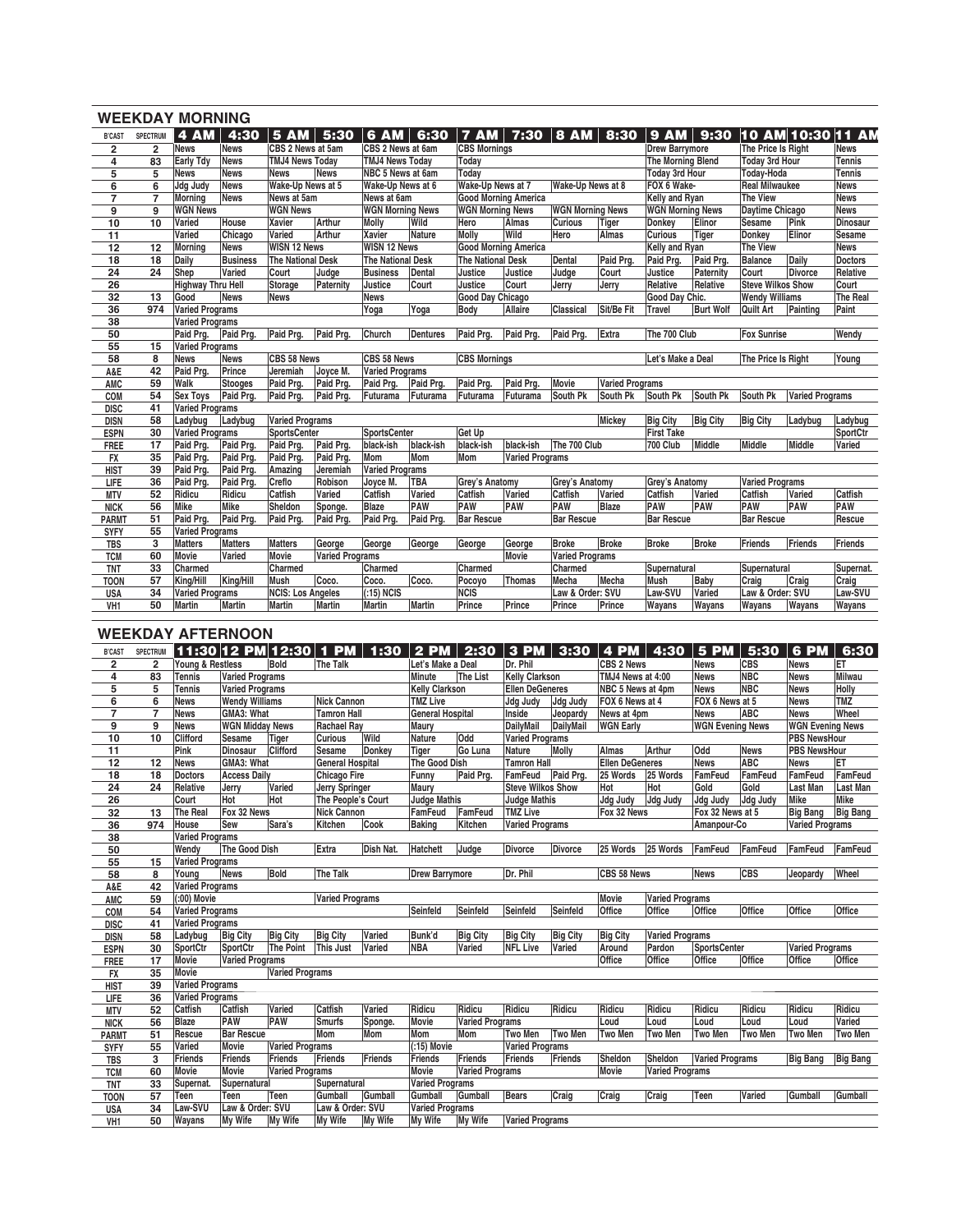## WEEKDAY MORNING

| B'CAST | SPECTRUM | 4 AM | 4:30 | 5 AM | 5:30 | 6 AM | 6:30 | 7 AM | 7:30 | 8 AM | 8:30 | 9 AM | 9:30 | 10 AM | 10:30 | 11 AM |
|---|---|---|---|---|---|---|---|---|---|---|---|---|---|---|---|---|
| 2 | 2 | News | News | CBS 2 News at 5am | | CBS 2 News at 6am | | CBS Mornings | | | | Drew Barrymore | | The Price Is Right | | News |
| 4 | 83 | Early Tdy | News | TMJ4 News Today | | TMJ4 News Today | | Today | | | | The Morning Blend | | Today 3rd Hour | | Tennis |
| 5 | 5 | News | News | News | News | NBC 5 News at 6am | | Today | | | | Today 3rd Hour | | Today-Hoda | | Tennis |
| 6 | 6 | Jdg Judy | News | Wake-Up News at 5 | | Wake-Up News at 6 | | Wake-Up News at 7 | | Wake-Up News at 8 | | FOX 6 Wake- | | Real Milwaukee | | News |
| 7 | 7 | Morning | News | News at 5am | | News at 6am | | Good Morning America | | | | Kelly and Ryan | | The View | | News |
| 9 | 9 | WGN News | | WGN News | | WGN Morning News | | WGN Morning News | | WGN Morning News | | WGN Morning News | | Daytime Chicago | | News |
| 10 | 10 | Varied | House | Xavier | Arthur | Molly | Wild | Hero | Almas | Curious | Tiger | Donkey | Elinor | Sesame | Pink | Dinosaur |
| 11 | | Varied | Chicago | Varied | Arthur | Xavier | Nature | Molly | Wild | Hero | Almas | Curious | Tiger | Donkey | Elinor | Sesame |
| 12 | 12 | Morning | News | WISN 12 News | | WISN 12 News | | Good Morning America | | | | Kelly and Ryan | | The View | | News |
| 18 | 18 | Daily | Business | The National Desk | | The National Desk | | The National Desk | | Dental | Paid Prg. | Paid Prg. | Paid Prg. | Balance | Daily | Doctors |
| 24 | 24 | Shep | Varied | Court | Judge | Business | Dental | Justice | Justice | Judge | Court | Justice | Paternity | Court | Divorce | Relative |
| 26 | | Highway Thru Hell | | Storage | Paternity | Justice | Court | Justice | Court | Jerry | Jerry | Relative | Relative | Steve Wilkos Show | | Court |
| 32 | 13 | Good | News | News | | News | | Good Day Chicago | | | | Good Day Chic. | | Wendy Williams | | The Real |
| 36 | 974 | Varied Programs | | | | Yoga | Yoga | Body | Allaire | Classical | Sit/Be Fit | Travel | Burt Wolf | Quilt Art | Painting | Paint |
| 38 | | Varied Programs | | | | | | | | | | | | | | |
| 50 | | Paid Prg. | Paid Prg. | Paid Prg. | Paid Prg. | Church | Dentures | Paid Prg. | Paid Prg. | Paid Prg. | Extra | The 700 Club | | Fox Sunrise | | Wendy |
| 55 | 15 | Varied Programs | | | | | | | | | | | | | | |
| 58 | 8 | News | News | CBS 58 News | | CBS 58 News | | CBS Mornings | | | | Let's Make a Deal | | The Price Is Right | | Young |
| A&E | 42 | Paid Prg. | Prince | Jeremiah | Joyce M. | Varied Programs | | | | | | | | | | |
| AMC | 59 | Walk | Stooges | Paid Prg. | Paid Prg. | Paid Prg. | Paid Prg. | Paid Prg. | Paid Prg. | Movie | Varied Programs | | | | | |
| COM | 54 | Sex Toys | Paid Prg. | Paid Prg. | Paid Prg. | Futurama | Futurama | Futurama | Futurama | South Pk | South Pk | South Pk | South Pk | South Pk | Varied Programs | |
| DISC | 41 | Varied Programs | | | | | | | | | | | | | | |
| DISN | 58 | Ladybug | Ladybug | Varied Programs | | | | | | | Mickey | Big City | Big City | Big City | Ladybug | Ladybug |
| ESPN | 30 | Varied Programs | | SportsCenter | | SportsCenter | | Get Up | | | | First Take | | | | SportCtr |
| FREE | 17 | Paid Prg. | Paid Prg. | Paid Prg. | Paid Prg. | black-ish | black-ish | black-ish | black-ish | The 700 Club | | 700 Club | Middle | Middle | Middle | Varied |
| FX | 35 | Paid Prg. | Paid Prg. | Paid Prg. | Paid Prg. | Mom | Mom | Mom | Varied Programs | | | | | | | |
| HIST | 39 | Paid Prg. | Paid Prg. | Amazing | Jeremiah | Varied Programs | | | | | | | | | | |
| LIFE | 36 | Paid Prg. | Paid Prg. | Creflo | Robison | Joyce M. | TBA | Grey's Anatomy | | Grey's Anatomy | | Grey's Anatomy | | Varied Programs | | |
| MTV | 52 | Ridicu | Ridicu | Catfish | Varied | Catfish | Varied | Catfish | Varied | Catfish | Varied | Catfish | Varied | Catfish | Varied | Catfish |
| NICK | 56 | Mike | Mike | Sheldon | Sponge. | Blaze | PAW | PAW | PAW | PAW | Blaze | PAW | PAW | PAW | PAW | PAW |
| PARMT | 51 | Paid Prg. | Paid Prg. | Paid Prg. | Paid Prg. | Paid Prg. | Paid Prg. | Bar Rescue | | Bar Rescue | | Bar Rescue | | Bar Rescue | | Rescue |
| SYFY | 55 | Varied Programs | | | | | | | | | | | | | | |
| TBS | 3 | Matters | Matters | Matters | George | George | George | George | George | Broke | Broke | Broke | Broke | Friends | Friends | Friends |
| TCM | 60 | Movie | Varied | Movie | Varied Programs | | | | Movie | Varied Programs | | | | | | |
| TNT | 33 | Charmed | | Charmed | | Charmed | | Charmed | | Charmed | | Supernatural | | Supernatural | | Supernat. |
| TOON | 57 | King/Hill | King/Hill | Mush | Coco. | Coco. | Coco. | Pocoyo | Thomas | Mecha | Mecha | Mush | Baby | Craig | Craig | Craig |
| USA | 34 | Varied Programs | | NCIS: Los Angeles | | (:15) NCIS | | NCIS | | Law & Order: SVU | | Law-SVU | Varied | Law & Order: SVU | | Law-SVU |
| VH1 | 50 | Martin | Martin | Martin | Martin | Martin | Martin | Prince | Prince | Prince | Prince | Wayans | Wayans | Wayans | Wayans | Wayans |

## WEEKDAY AFTERNOON

| B'CAST | SPECTRUM | 11:30 | 12 PM | 12:30 | 1 PM | 1:30 | 2 PM | 2:30 | 3 PM | 3:30 | 4 PM | 4:30 | 5 PM | 5:30 | 6 PM | 6:30 |
|---|---|---|---|---|---|---|---|---|---|---|---|---|---|---|---|---|
| 2 | 2 | Young & Restless | | Bold | The Talk | | Let's Make a Deal | | Dr. Phil | | CBS 2 News | | News | CBS | News | ET |
| 4 | 83 | Tennis | Varied Programs | | | | Minute | The List | Kelly Clarkson | | TMJ4 News at 4:00 | | News | NBC | News | Milwau |
| 5 | 5 | Tennis | Varied Programs | | | | Kelly Clarkson | | Ellen DeGeneres | | NBC 5 News at 4pm | | News | NBC | News | Holly |
| 6 | 6 | News | Wendy Williams | | Nick Cannon | | TMZ Live | | Jdg Judy | Jdg Judy | FOX 6 News at 4 | | FOX 6 News at 5 | | News | TMZ |
| 7 | 7 | News | GMA3: What | | Tamron Hall | | General Hospital | | Inside | Jeopardy | News at 4pm | | News | ABC | News | Wheel |
| 9 | 9 | News | WGN Midday News | | Rachael Ray | | Maury | | DailyMail | DailyMail | WGN Early | | WGN Evening News | | WGN Evening News | |
| 10 | 10 | Clifford | Sesame | Tiger | Curious | Wild | Nature | Odd | Varied Programs | | | | | | PBS NewsHour | |
| 11 | | Pink | Dinosaur | Clifford | Sesame | Donkey | Tiger | Go Luna | Nature | Molly | Almas | Arthur | Odd | News | PBS NewsHour | |
| 12 | 12 | News | GMA3: What | | General Hospital | | The Good Dish | | Tamron Hall | | Ellen DeGeneres | | News | ABC | News | ET |
| 18 | 18 | Doctors | Access Daily | | Chicago Fire | | Funny | Paid Prg. | FamFeud | Paid Prg. | 25 Words | 25 Words | FamFeud | FamFeud | FamFeud | FamFeud |
| 24 | 24 | Relative | Jerry | Varied | Jerry Springer | | Maury | | Steve Wilkos Show | | Hot | Hot | Gold | Gold | Last Man | Last Man |
| 26 | | Court | Hot | Hot | The People's Court | | Judge Mathis | | Judge Mathis | | Jdg Judy | Jdg Judy | Jdg Judy | Jdg Judy | Mike | Mike |
| 32 | 13 | The Real | Fox 32 News | | Nick Cannon | | FamFeud | FamFeud | TMZ Live | | Fox 32 News | | Fox 32 News at 5 | | Big Bang | Big Bang |
| 36 | 974 | House | Sew | Sara's | Kitchen | Cook | Baking | Kitchen | Varied Programs | | | | Amanpour-Co | | Varied Programs | |
| 38 | | Varied Programs | | | | | | | | | | | | | | |
| 50 | | Wendy | The Good Dish | | Extra | Dish Nat. | Hatchett | Judge | Divorce | Divorce | 25 Words | 25 Words | FamFeud | FamFeud | FamFeud | FamFeud |
| 55 | 15 | Varied Programs | | | | | | | | | | | | | | |
| 58 | 8 | Young | News | Bold | The Talk | | Drew Barrymore | | Dr. Phil | | CBS 58 News | | News | CBS | Jeopardy | Wheel |
| A&E | 42 | Varied Programs | | | | | | | | | | | | | | |
| AMC | 59 | (:00) Movie | | | Varied Programs | | | | | | Movie | Varied Programs | | | | |
| COM | 54 | Varied Programs | | | | | Seinfeld | Seinfeld | Seinfeld | Seinfeld | Office | Office | Office | Office | Office | Office |
| DISC | 41 | Varied Programs | | | | | | | | | | | | | | |
| DISN | 58 | Ladybug | Big City | Big City | Big City | Varied | Bunk'd | Big City | Big City | Big City | Big City | Varied Programs | | | | |
| ESPN | 30 | SportCtr | SportCtr | The Point | This Just | Varied | NBA | Varied | NFL Live | Varied | Around | Pardon | SportsCenter | | Varied Programs | |
| FREE | 17 | Movie | Varied Programs | | | | | | | | Office | Office | Office | Office | Office | Office |
| FX | 35 | Movie | | Varied Programs | | | | | | | | | | | | |
| HIST | 39 | Varied Programs | | | | | | | | | | | | | | |
| LIFE | 36 | Varied Programs | | | | | | | | | | | | | | |
| MTV | 52 | Catfish | Catfish | Varied | Catfish | Varied | Ridicu | Ridicu | Ridicu | Ridicu | Ridicu | Ridicu | Ridicu | Ridicu | Ridicu | Ridicu |
| NICK | 56 | Blaze | PAW | PAW | Smurfs | Sponge. | Movie | Varied Programs | | | Loud | Loud | Loud | Loud | Loud | Varied |
| PARMT | 51 | Rescue | Bar Rescue | | Mom | Mom | Mom | Mom | Two Men | Two Men | Two Men | Two Men | Two Men | Two Men | Two Men | Two Men |
| SYFY | 55 | Varied | Movie | Varied Programs | | | (:15) Movie | | Varied Programs | | | | | | | |
| TBS | 3 | Friends | Friends | Friends | Friends | Friends | Friends | Friends | Friends | Friends | Sheldon | Sheldon | Varied Programs | | Big Bang | Big Bang |
| TCM | 60 | Movie | Movie | Varied Programs | | | Movie | Varied Programs | | | Movie | Varied Programs | | | | |
| TNT | 33 | Supernat. | Supernatural | | Supernatural | | Varied Programs | | | | | | | | | |
| TOON | 57 | Teen | Teen | Teen | Gumball | Gumball | Gumball | Gumball | Bears | Craig | Craig | Craig | Teen | Varied | Gumball | Gumball |
| USA | 34 | Law-SVU | Law & Order: SVU | | Law & Order: SVU | | Varied Programs | | | | | | | | | |
| VH1 | 50 | Wayans | My Wife | My Wife | My Wife | My Wife | My Wife | My Wife | Varied Programs | | | | | | | |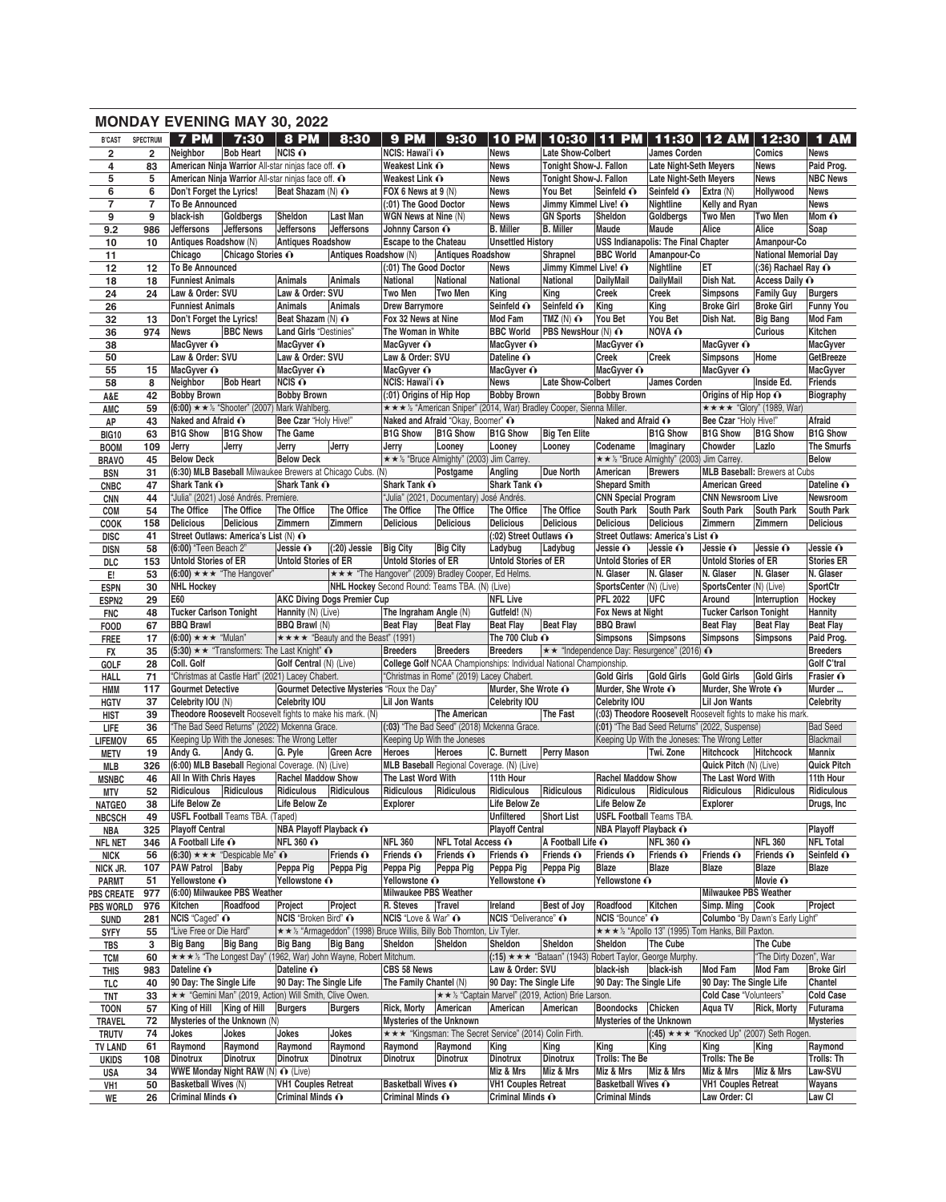# MONDAY EVENING MAY 30, 2022

| B'CAST | SPECTRUM | 7 PM | 7:30 | 8 PM | 8:30 | 9 PM | 9:30 | 10 PM | 10:30 | 11 PM | 11:30 | 12 AM | 12:30 | 1 AM |
|---|---|---|---|---|---|---|---|---|---|---|---|---|---|---|
| 2 | 2 | Neighbor | Bob Heart | NCIS | | NCIS: Hawai'i | | News | Late Show-Colbert | | James Corden | | Comics | News |
| 4 | 83 | American Ninja Warrior All-star ninjas face off. | | | | Weakest Link | | News | Tonight Show-J. Fallon | | Late Night-Seth Meyers | | News | Paid Prog. |
| 5 | 5 | American Ninja Warrior All-star ninjas face off. | | | | Weakest Link | | News | Tonight Show-J. Fallon | | Late Night-Seth Meyers | | News | NBC News |
| 6 | 6 | Don't Forget the Lyrics! | | Beat Shazam (N) | | FOX 6 News at 9 (N) | | News | You Bet | Seinfeld | Seinfeld | Extra (N) | Hollywood | News |
| 7 | 7 | To Be Announced | | | | (:01) The Good Doctor | | News | Jimmy Kimmel Live! | | Nightline | Kelly and Ryan | | News |
| 9 | 9 | black-ish | Goldbergs | Sheldon | Last Man | WGN News at Nine (N) | | News | GN Sports | Sheldon | Goldbergs | Two Men | Two Men | Mom |
| 9.2 | 986 | Jeffersons | Jeffersons | Jeffersons | Jeffersons | Johnny Carson | | B. Miller | B. Miller | Maude | Maude | Alice | Alice | Soap |
| 10 | 10 | Antiques Roadshow (N) | | Antiques Roadshow | | Escape to the Chateau | | Unsettled History | | USS Indianapolis: The Final Chapter | | | Amanpour-Co | |
| 11 | | Chicago | Chicago Stories | | Antiques Roadshow (N) | | Antiques Roadshow | | Shrapnel | BBC World | Amanpour-Co | | National Memorial Day | |
| 12 | 12 | To Be Announced | | | | (:01) The Good Doctor | | News | Jimmy Kimmel Live! | | Nightline | ET | (:36) Rachael Ray | |
| 18 | 18 | Funniest Animals | | Animals | Animals | National | National | National | National | DailyMail | DailyMail | Dish Nat. | Access Daily | |
| 24 | 24 | Law & Order: SVU | | Law & Order: SVU | | Two Men | Two Men | King | King | Creek | Creek | Simpsons | Family Guy | Burgers |
| 26 | | Funniest Animals | | Animals | Animals | Drew Barrymore | | Seinfeld | Seinfeld | King | King | Broke Girl | Broke Girl | Funny You |
| 32 | 13 | Don't Forget the Lyrics! | | Beat Shazam (N) | | Fox 32 News at Nine | | Mod Fam | TMZ (N) | You Bet | You Bet | Dish Nat. | Big Bang | Mod Fam |
| 36 | 974 | News | BBC News | Land Girls "Destinies" | | The Woman in White | | BBC World | PBS NewsHour (N) | | NOVA | | Curious | Kitchen |
| 38 | | MacGyver | | MacGyver | | MacGyver | | MacGyver | | MacGyver | | MacGyver | | MacGyver |
| 50 | | Law & Order: SVU | | Law & Order: SVU | | Law & Order: SVU | | Dateline | | Creek | Creek | Simpsons | Home | GetBreeze |
| 55 | 15 | MacGyver | | MacGyver | | MacGyver | | MacGyver | | MacGyver | | MacGyver | | MacGyver |
| 58 | 8 | Neighbor | Bob Heart | NCIS | | NCIS: Hawai'i | | News | Late Show-Colbert | | James Corden | | Inside Ed. | Friends |
| A&E | 42 | Bobby Brown | | Bobby Brown | | (:01) Origins of Hip Hop | | Bobby Brown | | Bobby Brown | | Origins of Hip Hop | | Biography |
| AMC | 59 | (6:00) ★★½ "Shooter" (2007) Mark Wahlberg. | | | | ★★★½ "American Sniper" (2014, War) Bradley Cooper, Sienna Miller. | | | | | | ★★★★ "Glory" (1989, War) | | |
| AP | 43 | Naked and Afraid | | Bee Czar "Holy Hive!" | | Naked and Afraid "Okay, Boomer" | | | | Naked and Afraid | | Bee Czar "Holy Hive!" | | Afraid |
| BIG10 | 63 | B1G Show | B1G Show | The Game | | B1G Show | B1G Show | B1G Show | Big Ten Elite | | B1G Show | B1G Show | B1G Show | B1G Show |
| BOOM | 109 | Jerry | Jerry | Jerry | Jerry | Jerry | Looney | Looney | Looney | Codename | Imaginary | Chowder | Lazlo | The Smurfs |
| BRAVO | 45 | Below Deck | | Below Deck | | ★★½ "Bruce Almighty" (2003) Jim Carrey. | | | | ★★½ "Bruce Almighty" (2003) Jim Carrey. | | | | Below |
| BSN | 31 | (6:30) MLB Baseball Milwaukee Brewers at Chicago Cubs. (N) | | | | | Postgame | Angling | Due North | American | Brewers | MLB Baseball: Brewers at Cubs | | |
| CNBC | 47 | Shark Tank | | Shark Tank | | Shark Tank | | Shark Tank | | Shepard Smith | | American Greed | | Dateline |
| CNN | 44 | "Julia" (2021) José Andrés. Premiere. | | | | "Julia" (2021, Documentary) José Andrés. | | | | CNN Special Program | | CNN Newsroom Live | | Newsroom |
| COM | 54 | The Office | The Office | The Office | The Office | The Office | The Office | The Office | The Office | South Park | South Park | South Park | South Park | South Park |
| COOK | 158 | Delicious | Delicious | Zimmern | Zimmern | Delicious | Delicious | Delicious | Delicious | Delicious | Delicious | Zimmern | Zimmern | Delicious |
| DISC | 41 | Street Outlaws: America's List (N) | | | | | (:02) Street Outlaws | | | Street Outlaws: America's List | | | | |
| DISN | 58 | (6:00) "Teen Beach 2" | | Jessie | (:20) Jessie | Big City | Big City | Ladybug | Ladybug | Jessie | Jessie | Jessie | Jessie | Jessie |
| DLC | 153 | Untold Stories of ER | | Untold Stories of ER | | Untold Stories of ER | | Untold Stories of ER | | Untold Stories of ER | | Untold Stories of ER | | Stories ER |
| E! | 53 | (6:00) ★★★ "The Hangover" | | | ★★★ "The Hangover" (2009) Bradley Cooper, Ed Helms. | | | | | N. Glaser | N. Glaser | N. Glaser | N. Glaser | N. Glaser |
| ESPN | 30 | NHL Hockey | | | NHL Hockey Second Round: Teams TBA. (N) (Live) | | | | | SportsCenter (N) (Live) | | SportsCenter (N) (Live) | | SportCtr |
| ESPN2 | 29 | E60 | | AKC Diving Dogs Premier Cup | | | | NFL Live | | PFL 2022 | UFC | Around | Interruption | Hockey |
| FNC | 48 | Tucker Carlson Tonight | | Hannity (N) (Live) | | The Ingraham Angle (N) | | Gutfeld! (N) | | Fox News at Night | | Tucker Carlson Tonight | | Hannity |
| FOOD | 67 | BBQ Brawl | | BBQ Brawl (N) | | Beat Flay | Beat Flay | Beat Flay | Beat Flay | BBQ Brawl | | Beat Flay | Beat Flay | Beat Flay |
| FREE | 17 | (6:00) ★★★ "Mulan" | | ★★★★ "Beauty and the Beast" (1991) | | | | The 700 Club | | Simpsons | Simpsons | Simpsons | Simpsons | Paid Prog. |
| FX | 35 | (5:30) ★★ "Transformers: The Last Knight" | | | | Breeders | Breeders | Breeders | ★★ "Independence Day: Resurgence" (2016) | | | | | Breeders |
| GOLF | 28 | Coll. Golf | | Golf Central (N) (Live) | | College Golf NCAA Championships: Individual National Championship. | | | | | | | | Golf C'tral |
| HALL | 71 | "Christmas at Castle Hart" (2021) Lacey Chabert. | | | | "Christmas in Rome" (2019) Lacey Chabert. | | | | Gold Girls | Gold Girls | Gold Girls | Gold Girls | Frasier |
| HMM | 117 | Gourmet Detective | | Gourmet Detective Mysteries "Roux the Day" | | | | Murder, She Wrote | | Murder, She Wrote | | Murder, She Wrote | | Murder ... |
| HGTV | 37 | Celebrity IOU (N) | | Celebrity IOU | | Lil Jon Wants | | Celebrity IOU | | Celebrity IOU | | Lil Jon Wants | | Celebrity |
| HIST | 39 | Theodore Roosevelt Roosevelt fights to make his mark. (N) | | | | | The American | | The Fast | (:03) Theodore Roosevelt Roosevelt fights to make his mark. | | | | |
| LIFE | 36 | "The Bad Seed Returns" (2022) Mckenna Grace. | | | | (:03) "The Bad Seed" (2018) Mckenna Grace. | | | | (:01) "The Bad Seed Returns" (2022, Suspense) | | | | Bad Seed |
| LIFEMOV | 65 | Keeping Up With the Joneses: The Wrong Letter | | | | Keeping Up With the Joneses | | | | Keeping Up With the Joneses: The Wrong Letter | | | | Blackmail |
| METV | 19 | Andy G. | Andy G. | G. Pyle | Green Acre | Heroes | Heroes | C. Burnett | Perry Mason | | Twi. Zone | Hitchcock | Hitchcock | Mannix |
| MLB | 326 | (6:00) MLB Baseball Regional Coverage. (N) (Live) | | | | MLB Baseball Regional Coverage. (N) (Live) | | | | | | Quick Pitch (N) (Live) | | Quick Pitch |
| MSNBC | 46 | All In With Chris Hayes | | Rachel Maddow Show | | The Last Word With | | 11th Hour | | Rachel Maddow Show | | The Last Word With | | 11th Hour |
| MTV | 52 | Ridiculous | Ridiculous | Ridiculous | Ridiculous | Ridiculous | Ridiculous | Ridiculous | Ridiculous | Ridiculous | Ridiculous | Ridiculous | Ridiculous | Ridiculous |
| NATGEO | 38 | Life Below Ze | | Life Below Ze | | Explorer | | Life Below Ze | | Life Below Ze | | Explorer | | Drugs, Inc |
| NBCSCH | 49 | USFL Football Teams TBA. (Taped) | | | | | | Unfiltered | Short List | USFL Football Teams TBA. | | | | |
| NBA | 325 | Playoff Central | | NBA Playoff Playback | | | | Playoff Central | | NBA Playoff Playback | | | | Playoff |
| NFL NET | 346 | A Football Life | | NFL 360 | | NFL 360 | NFL Total Access | | A Football Life | | NFL 360 | | NFL 360 | NFL Total |
| NICK | 56 | (6:30) ★★★ "Despicable Me" | | | Friends | Friends | Friends | Friends | Friends | Friends | Friends | Friends | Friends | Seinfeld |
| NICK JR. | 107 | PAW Patrol | Baby | Peppa Pig | Peppa Pig | Peppa Pig | Peppa Pig | Peppa Pig | Peppa Pig | Blaze | Blaze | Blaze | Blaze | Blaze |
| PARMT | 51 | Yellowstone | | Yellowstone | | Yellowstone | | Yellowstone | | Yellowstone | | | Movie | |
| PBS CREATE | 977 | (6:00) Milwaukee PBS Weather | | | | Milwaukee PBS Weather | | | | | | Milwaukee PBS Weather | | |
| PBS WORLD | 976 | Kitchen | Roadfood | Project | Project | R. Steves | Travel | Ireland | Best of Joy | Roadfood | Kitchen | Simp. Ming | Cook | Project |
| SUND | 281 | NCIS "Caged" | | NCIS "Broken Bird" | | NCIS "Love & War" | | NCIS "Deliverance" | | NCIS "Bounce" | | Columbo "By Dawn's Early Light" | | |
| SYFY | 55 | "Live Free or Die Hard" | | ★★½ "Armageddon" (1998) Bruce Willis, Billy Bob Thornton, Liv Tyler. | | | | | | ★★★½ "Apollo 13" (1995) Tom Hanks, Bill Paxton. | | | | |
| TBS | 3 | Big Bang | Big Bang | Big Bang | Big Bang | Sheldon | Sheldon | Sheldon | Sheldon | Sheldon | The Cube | | The Cube | |
| TCM | 60 | ★★★½ "The Longest Day" (1962, War) John Wayne, Robert Mitchum. | | | | | | (:15) ★★★ "Bataan" (1943) Robert Taylor, George Murphy. | | | | | "The Dirty Dozen", War | |
| THIS | 983 | Dateline | | Dateline | | CBS 58 News | | Law & Order: SVU | | black-ish | black-ish | Mod Fam | Mod Fam | Broke Girl |
| TLC | 40 | 90 Day: The Single Life | | 90 Day: The Single Life | | The Family Chantel (N) | | 90 Day: The Single Life | | 90 Day: The Single Life | | 90 Day: The Single Life | | Chantel |
| TNT | 33 | ★★ "Gemini Man" (2019, Action) Will Smith, Clive Owen. | | | | | ★★½ "Captain Marvel" (2019, Action) Brie Larson. | | | | | Cold Case "Volunteers" | | Cold Case |
| TOON | 57 | King of Hill | King of Hill | Burgers | Burgers | Rick, Morty | American | American | American | Boondocks | Chicken | Aqua TV | Rick, Morty | Futurama |
| TRAVEL | 72 | Mysteries of the Unknown (N) | | | | Mysteries of the Unknown | | | | Mysteries of the Unknown | | | | Mysteries |
| TRUTV | 74 | Jokes | Jokes | Jokes | Jokes | ★★★ "Kingsman: The Secret Service" (2014) Colin Firth. | | | | | (:45) ★★★ "Knocked Up" (2007) Seth Rogen. | | | |
| TV LAND | 61 | Raymond | Raymond | Raymond | Raymond | Raymond | Raymond | King | King | King | King | King | King | Raymond |
| UKIDS | 108 | Dinotrux | Dinotrux | Dinotrux | Dinotrux | Dinotrux | Dinotrux | Dinotrux | Dinotrux | Trolls: The Be | | Trolls: The Be | | Trolls: Th |
| USA | 34 | WWE Monday Night RAW (N) (Live) | | | | | | Miz & Mrs | Miz & Mrs | Miz & Mrs | Miz & Mrs | Miz & Mrs | Miz & Mrs | Law-SVU |
| VH1 | 50 | Basketball Wives (N) | | VH1 Couples Retreat | | Basketball Wives | | VH1 Couples Retreat | | Basketball Wives | | VH1 Couples Retreat | | Wayans |
| WE | 26 | Criminal Minds | | Criminal Minds | | Criminal Minds | | Criminal Minds | | Criminal Minds | | Law Order: CI | | Law CI |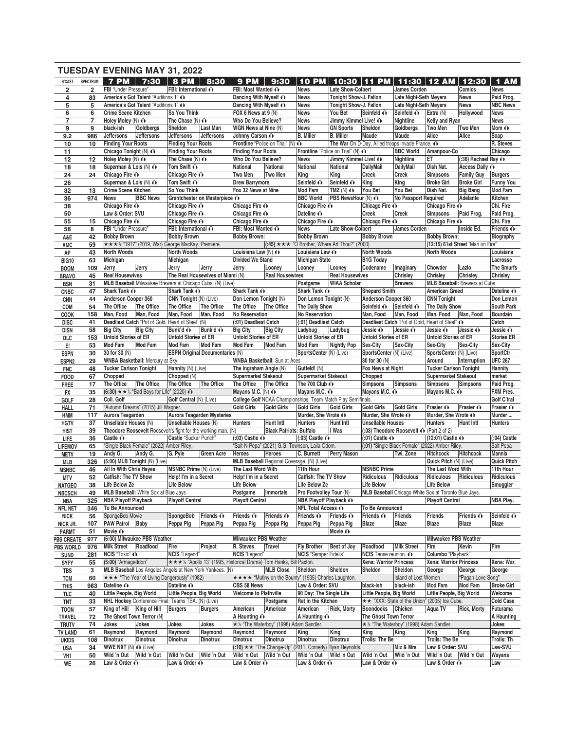## TUESDAY EVENING MAY 31, 2022

| B'CAST | SPECTRUM | 7 PM | 7:30 | 8 PM | 8:30 | 9 PM | 9:30 | 10 PM | 10:30 | 11 PM | 11:30 | 12 AM | 12:30 | 1 AM |
|---|---|---|---|---|---|---|---|---|---|---|---|---|---|---|
| 2 | 2 | FBI "Under Pressure" | | FBI: International | | FBI: Most Wanted | | News | Late Show-Colbert | | James Corden | | Comics | News |
| 4 | 83 | America's Got Talent "Auditions 1" | | | | Dancing With Myself | | News | Tonight Show-J. Fallon | | Late Night-Seth Meyers | | News | Paid Prog. |
| 5 | 5 | America's Got Talent "Auditions 1" | | | | Dancing With Myself | | News | Tonight Show-J. Fallon | | Late Night-Seth Meyers | | News | NBC News |
| 6 | 6 | Crime Scene Kitchen | | So You Think | | FOX 6 News at 9 (N) | | News | You Bet | Seinfeld | Seinfeld | Extra (N) | Hollywood | News |
| 7 | 7 | Holey Moley (N) | | The Chase (N) | | Who Do You Believe? | | News | Jimmy Kimmel Live! | | Nightline | Kelly and Ryan | | News |
| 9 | 9 | black-ish | Goldbergs | Sheldon | Last Man | WGN News at Nine (N) | | News | GN Sports | Sheldon | Goldbergs | Two Men | Two Men | Mom |
| 9.2 | 986 | Jeffersons | Jeffersons | Jeffersons | Jeffersons | Johnny Carson | | B. Miller | B. Miller | Maude | Maude | Alice | Alice | Soap |
| 10 | 10 | Finding Your Roots | | Finding Your Roots | | Frontline "Police on Trial" (N) | | The War On D-Day, Allied troops invade France. | | | | Amanpour-Co | | R. Steves |
| 11 | | Chicago Tonight (N) | | Finding Your Roots | | Finding Your Roots | | Frontline "Police on Trial" (N) | | | BBC World | Amanpour-Co | | Chicago |
| 12 | 12 | Holey Moley (N) | | The Chase (N) | | Who Do You Believe? | | News | Jimmy Kimmel Live! | | Nightline | ET | (:36) Rachael Ray | |
| 18 | 18 | Superman & Lois (N) | | Tom Swift | | National | National | National | National | DailyMail | DailyMail | Dish Nat. | Access Daily | |
| 24 | 24 | Chicago Fire | | Chicago Fire | | Two Men | Two Men | King | King | Creek | Creek | Simpsons | Family Guy | Burgers |
| 26 | | Superman & Lois (N) | | Tom Swift | | Drew Barrymore | | Seinfeld | Seinfeld | King | King | Broke Girl | Broke Girl | Funny You |
| 32 | 13 | Crime Scene Kitchen | | So You Think | | Fox 32 News at Nine | | Mod Fam | TMZ (N) | You Bet | You Bet | Dish Nat. | Big Bang | Mod Fam |
| 36 | 974 | News | BBC News | Grantchester on Masterpiece | | | | BBC World | PBS NewsHour (N) | | No Passport Required | | Adelante | Kitchen |
| 38 | | Chicago Fire | | Chicago Fire | | Chicago Fire | | Chicago Fire | | Chicago Fire | | Chicago Fire | | Chi. Fire |
| 50 | | Law & Order: SVU | | Chicago Fire | | Chicago Fire | | Dateline | | Creek | Creek | Simpsons | Paid Prog. | Paid Prog. |
| 55 | 15 | Chicago Fire | | Chicago Fire | | Chicago Fire | | Chicago Fire | | Chicago Fire | | Chicago Fire | | Chi. Fire |
| 58 | 8 | FBI "Under Pressure" | | FBI: International | | FBI: Most Wanted | | News | Late Show-Colbert | | James Corden | | Inside Ed. | Friends |
| A&E | 42 | Bobby Brown | | Bobby Brown | | Bobby Brown: | | Bobby Brown | | Bobby Brown | | Bobby Brown: | | Biography |
| AMC | 59 | ★★★½ "1917" (2019, War) George MacKay. Premiere. | | | | | (:45) ★★★ "O Brother, Where Art Thou?" (2000) | | | | | (12:15) 61st Street "Man on Fire" | | |
| AP | 43 | North Woods | | North Woods | | Louisiana Law (N) | | Louisiana Law | | North Woods | | North Woods | | Louisiana |
| BIG10 | 63 | Michigan | | Michigan | | Divided We Stand | | Michigan State | | B1G Today | | | | Lacrosse |
| BOOM | 109 | Jerry | Jerry | Jerry | Jerry | Jerry | Looney | Looney | Looney | Codename | Imaginary | Chowder | Lazlo | The Smurfs |
| BRAVO | 45 | Real Housewives | | The Real Housewives of Miami (N) | | | Real Housewives | | Real Housewives | | Chrisley | Chrisley | Chrisley | Chrisley |
| BSN | 31 | MLB Baseball Milwaukee Brewers at Chicago Cubs. (N) (Live) | | | | | | Postgame | WIAA Scholar | | Brewers | MLB Baseball: Brewers at Cubs | | |
| CNBC | 47 | Shark Tank | | Shark Tank | | Shark Tank | | Shark Tank | | Shepard Smith | | American Greed | | Dateline |
| CNN | 44 | Anderson Cooper 360 | | CNN Tonight (N) (Live) | | Don Lemon Tonight (N) | | Don Lemon Tonight (N) | | Anderson Cooper 360 | | CNN Tonight | | Don Lemon |
| COM | 54 | The Office | The Office | The Office | The Office | The Office | The Office | The Daily Show | | Seinfeld | Seinfeld | The Daily Show | | South Park |
| COOK | 158 | Man, Food | Man, Food | Man, Food | Man, Food | No Reservation | | No Reservation | | Man, Food | Man, Food | Man, Food | Man, Food | Bourdain |
| DISC | 41 | Deadliest Catch "Pot of Gold, Heart of Steel" (N) | | | | (:01) Deadliest Catch | | (:01) Deadliest Catch | | Deadliest Catch "Pot of Gold, Heart of Steel" | | | | Catch |
| DISN | 58 | Big City | Big City | Bunk'd | Bunk'd | Big City | Big City | Ladybug | Ladybug | Jessie | Jessie | Jessie | Jessie | Jessie |
| DLC | 153 | Untold Stories of ER | | Untold Stories of ER | | Untold Stories of ER | | Untold Stories of ER | | Untold Stories of ER | | Untold Stories of ER | | Stories ER |
| E! | 53 | Mod Fam | Mod Fam | Mod Fam | Mod Fam | Mod Fam | Mod Fam | Mod Fam | Nightly Pop | Sex-City | Sex-City | Sex-City | Sex-City | Sex-City |
| ESPN | 30 | 30 for 30 (N) | | ESPN Original Documentaries (N) | | | | SportsCenter (N) (Live) | | SportsCenter (N) (Live) | | SportsCenter (N) (Live) | | SportCtr |
| ESPN2 | 29 | WNBA Basketball: Mercury at Sky | | | | WNBA Basketball: Sun at Aces | | | | 30 for 30 (N) | | Around | Interruption | UFC 267 |
| FNC | 48 | Tucker Carlson Tonight | | Hannity (N) (Live) | | The Ingraham Angle (N) | | Gutfeld! (N) | | Fox News at Night | | Tucker Carlson Tonight | | Hannity |
| FOOD | 67 | Chopped | | Chopped (N) | | Supermarket Stakeout | | Supermarket Stakeout | | Chopped | | Supermarket Stakeout | | market |
| FREE | 17 | The Office | The Office | The Office | The Office | The Office | The Office | The 700 Club | | Simpsons | Simpsons | Simpsons | Simpsons | Paid Prog. |
| FX | 35 | (6:30) ★★½ "Bad Boys for Life" (2020) | | | | Mayans M.C. (N) | | Mayans M.C. | | Mayans M.C. | | Mayans M.C. | | FXM Pres. |
| GOLF | 28 | Coll. Golf | | Golf Central (N) (Live) | | College Golf NCAA Championships: Team Match Play Semifinals. | | | | | | | | Golf C'tral |
| HALL | 71 | "Autumn Dreams" (2015) Jill Wagner. | | | | Gold Girls | Gold Girls | Gold Girls | Gold Girls | Gold Girls | Gold Girls | Frasier | Frasier | Frasier |
| HMM | 117 | Aurora Teagarden | | Aurora Teagarden Mysteries | | | | Murder, She Wrote | | Murder, She Wrote | | Murder, She Wrote | | Murder ... |
| HGTV | 37 | Unsellable Houses (N) | | Unsellable Houses (N) | | Hunters | Hunt Intl | Hunters | Hunt Intl | Unsellable Houses | | Hunters | Hunt Intl | Hunters |
| HIST | 39 | Theodore Roosevelt Roosevelt's fight for the working man. (N) | | | | | Black Patriots: Buffalo | | I Was | (:03) Theodore Roosevelt (Part 2 of 2) | | | | |
| LIFE | 36 | Castle | | Castle "Sucker Punch" | | (:03) Castle | | (:03) Castle | | (:01) Castle | | (12:01) Castle | | (:04) Castle |
| LIFEMOV | 65 | "Single Black Female" (2022) Amber Riley. | | | | "Salt-N-Pepa" (2021) G.G. Townson, Laila Odom. | | | | (:01) "Single Black Female" (2022) Amber Riley. | | | | Salt Pepa |
| METV | 19 | Andy G. | Andy G. | G. Pyle | Green Acre | Heroes | Heroes | C. Burnett | Perry Mason | | Twi. Zone | Hitchcock | Hitchcock | Mannix |
| MLB | 326 | (5:00) MLB Tonight (N) (Live) | | | | MLB Baseball Regional Coverage. (N) (Live) | | | | | | Quick Pitch (N) (Live) | | Quick Pitch |
| MSNBC | 46 | All In With Chris Hayes | | MSNBC Prime (N) (Live) | | The Last Word With | | 11th Hour | | MSNBC Prime | | The Last Word With | | 11th Hour |
| MTV | 52 | Catfish: The TV Show | | Help! I'm in a Secret | | Help! I'm in a Secret | | Catfish: The TV Show | | Ridiculous | Ridiculous | Ridiculous | Ridiculous | Ridiculous |
| NATGEO | 38 | Life Below Ze | | Life Below | | Life Below | | Life Below Ze | | Life Below | | Life Below | | Smuggler |
| NBCSCH | 49 | MLB Baseball: White Sox at Blue Jays | | | | Postgame | Immortals | Pro Footvolley Tour (N) | | MLB Baseball Chicago White Sox at Toronto Blue Jays. | | | | |
| NBA | 325 | NBA Playoff Playback | | Playoff Central | | Playoff Central | | NBA Playoff Playback | | | | Playoff Central | | NBA Play. |
| NFL NET | 346 | To Be Announced | | | | | | NFL Total Access | | To Be Announced | | | | |
| NICK | 56 | SpongeBob Movie | | SpongeBob | Friends | Friends | Friends | Friends | Friends | Friends | Friends | Friends | Friends | Seinfeld |
| NICK JR. | 107 | PAW Patrol | Baby | Peppa Pig | Peppa Pig | Peppa Pig | Peppa Pig | Peppa Pig | Peppa Pig | Blaze | Blaze | Blaze | Blaze | Blaze |
| PARMT | 51 | Movie | | | | | | | Movie | | | | | |
| PBS CREATE | 977 | (6:00) Milwaukee PBS Weather | | | | Milwaukee PBS Weather | | | | | | Milwaukee PBS Weather | | |
| PBS WORLD | 976 | Milk Street | Roadfood | Fire | Project | R. Steves | Travel | Fly Brother | Best of Joy | Roadfood | Milk Street | Fire | Kevin | Fire |
| SUND | 281 | NCIS "Toxic" | | NCIS "Legend" | | NCIS "Legend" | | NCIS "Semper Fidelis" | | NCIS Tense reunion. | | Columbo "Playback" | | |
| SYFY | 55 | (5:00) "Armageddon" | | ★★★½ "Apollo 13" (1995, Historical Drama) Tom Hanks, Bill Paxton. | | | | | | Xena: Warrior Princess | | Xena: Warrior Princess | | Xena: War. |
| TBS | 3 | MLB Baseball Los Angeles Angels at New York Yankees. (N) | | | | | MLB Close | Sheldon | Sheldon | Sheldon | Sheldon | George | George | George |
| TCM | 60 | ★★★ "The Year of Living Dangerously" (1982) | | | | ★★★★ "Mutiny on the Bounty" (1935) Charles Laughton. | | | | | Island of Lost Women | | "Pagan Love Song" | |
| THIS | 983 | Dateline | | Dateline | | CBS 58 News | | Law & Order: SVU | | black-ish | black-ish | Mod Fam | Mod Fam | Broke Girl |
| TLC | 40 | Little People, Big World | | Little People, Big World | | Welcome to Plathville | | 90 Day: The Single Life | | Little People, Big World | | Little People, Big World | | Welcome |
| TNT | 33 | NHL Hockey Conference Final: Teams TBA. (N) (Live) | | | | | Postgame | Rat in the Kitchen | | ★★ "XXX: State of the Union" (2005) Ice Cube. | | | | Cold Case |
| TOON | 57 | King of Hill | King of Hill | Burgers | Burgers | American | American | American | Rick, Morty | Boondocks | Chicken | Aqua TV | Rick, Morty | Futurama |
| TRAVEL | 72 | The Ghost Town Terror (N) | | | | A Haunting | | A Haunting | | The Ghost Town Terror | | | | A Haunting |
| TRUTV | 74 | Jokes | Jokes | Jokes | Jokes | ★½ "The Waterboy" (1998) Adam Sandler. | | | | ★½ "The Waterboy" (1998) Adam Sandler. | | | | Jokes |
| TV LAND | 61 | Raymond | Raymond | Raymond | Raymond | Raymond | Raymond | King | King | King | King | King | King | Raymond |
| UKIDS | 108 | Dinotrux | Dinotrux | Dinotrux | Dinotrux | Dinotrux | Dinotrux | Dinotrux | Dinotrux | Trolls: The Be | | Trolls: The Be | | Trolls: Th |
| USA | 34 | WWE NXT (N) (Live) | | | | (:10) ★★ "The Change-Up" (2011, Comedy) Ryan Reynolds. | | | | | Miz & Mrs | Law & Order: SVU | | Law-SVU |
| VH1 | 50 | Wild 'n Out | Wild 'n Out | Wild 'n Out | Wild 'n Out | Wild 'n Out | Wild 'n Out | Wild 'n Out | Wild 'n Out | Wild 'n Out | Wild 'n Out | Wild 'n Out | Wild 'n Out | Wayans |
| WE | 26 | Law & Order | | Law & Order | | Law & Order | | Law & Order | | Law & Order | | Law & Order | | Law |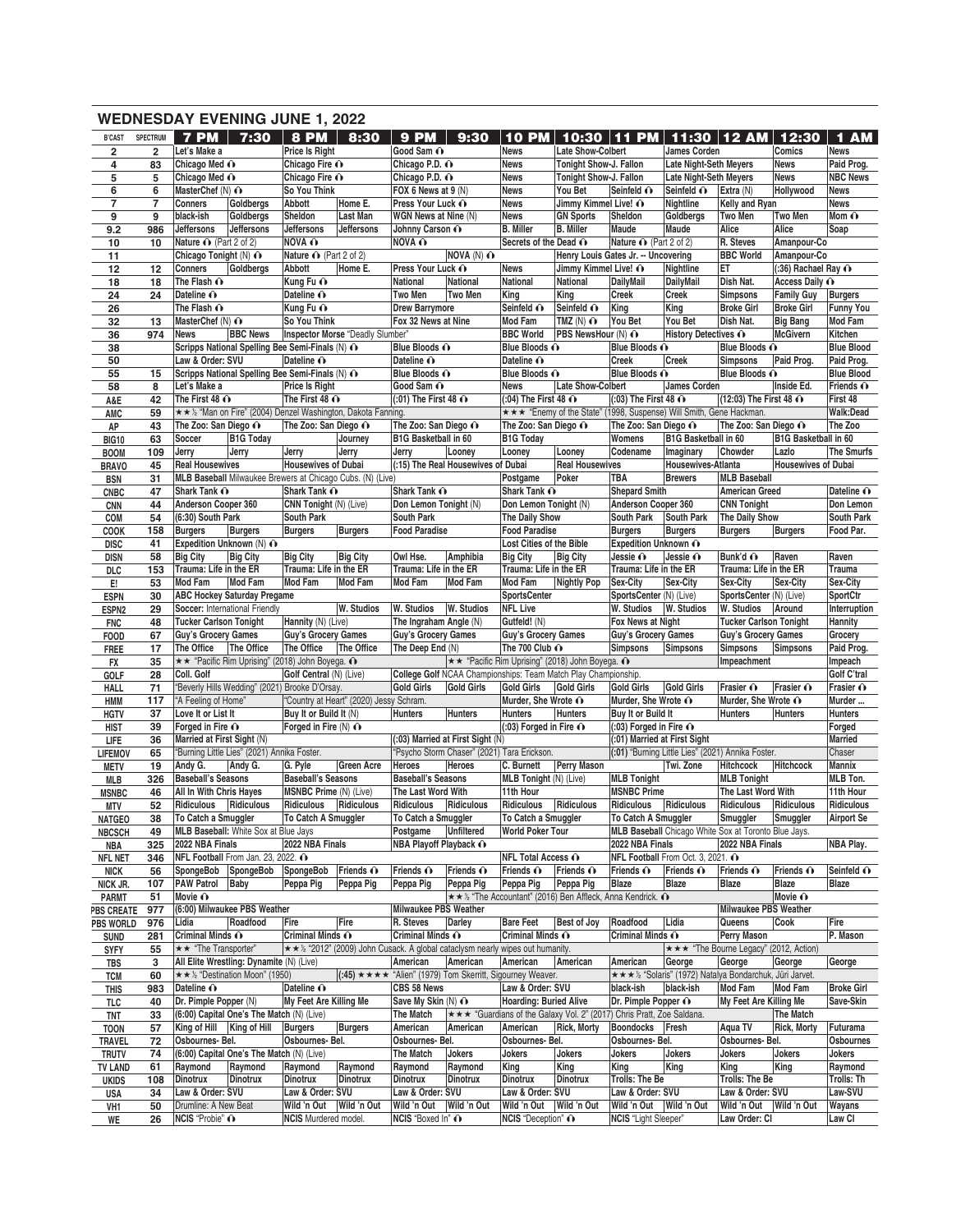## WEDNESDAY EVENING JUNE 1, 2022

| B'CAST | SPECTRUM | 7 PM | 7:30 | 8 PM | 8:30 | 9 PM | 9:30 | 10 PM | 10:30 | 11 PM | 11:30 | 12 AM | 12:30 | 1 AM |
|---|---|---|---|---|---|---|---|---|---|---|---|---|---|---|
| 2 | 2 | Let's Make a | | Price Is Right | | Good Sam | | News | Late Show-Colbert | | James Corden | | Comics | News |
| 4 | 83 | Chicago Med | | Chicago Fire | | Chicago P.D. | | News | Tonight Show-J. Fallon | | Late Night-Seth Meyers | | News | Paid Prog. |
| 5 | 5 | Chicago Med | | Chicago Fire | | Chicago P.D. | | News | Tonight Show-J. Fallon | | Late Night-Seth Meyers | | News | NBC News |
| 6 | 6 | MasterChef (N) | | So You Think | | FOX 6 News at 9 (N) | | News | You Bet | Seinfeld | Seinfeld | Extra (N) | Hollywood | News |
| 7 | 7 | Conners | Goldbergs | Abbott | Home E. | Press Your Luck | | News | Jimmy Kimmel Live! | | Nightline | Kelly and Ryan | | News |
| 9 | 9 | black-ish | Goldbergs | Sheldon | Last Man | WGN News at Nine (N) | | News | GN Sports | Sheldon | Goldbergs | Two Men | Two Men | Mom |
| 9.2 | 986 | Jeffersons | Jeffersons | Jeffersons | Jeffersons | Johnny Carson | | B. Miller | B. Miller | Maude | Maude | Alice | Alice | Soap |
| 10 | 10 | Nature (Part 2 of 2) | | NOVA | | NOVA | | Secrets of the Dead | | Nature (Part 2 of 2) | | R. Steves | Amanpour-Co | |
| 11 | | Chicago Tonight (N) | | Nature (Part 2 of 2) | | | NOVA (N) | | Henry Louis Gates Jr. -- Uncovering | | | BBC World | Amanpour-Co | |
| 12 | 12 | Conners | Goldbergs | Abbott | Home E. | Press Your Luck | | News | Jimmy Kimmel Live! | | Nightline | ET | (:36) Rachael Ray | |
| 18 | 18 | The Flash | | Kung Fu | | National | National | National | National | DailyMail | DailyMail | Dish Nat. | Access Daily | |
| 24 | 24 | Dateline | | Dateline | | Two Men | Two Men | King | King | Creek | Creek | Simpsons | Family Guy | Burgers |
| 26 | | The Flash | | Kung Fu | | Drew Barrymore | | Seinfeld | Seinfeld | King | King | Broke Girl | Broke Girl | Funny You |
| 32 | 13 | MasterChef (N) | | So You Think | | Fox 32 News at Nine | | Mod Fam | TMZ (N) | You Bet | You Bet | Dish Nat. | Big Bang | Mod Fam |
| 36 | 974 | News | BBC News | Inspector Morse "Deadly Slumber" | | | | BBC World | PBS NewsHour (N) | History Detectives | | McGivern | Kitchen | |
| 38 | | Scripps National Spelling Bee Semi-Finals (N) | | | | Blue Bloods | | Blue Bloods | | Blue Bloods | | Blue Bloods | | Blue Blood |
| 50 | | Law & Order: SVU | | Dateline | | Dateline | | Dateline | | Creek | Creek | Simpsons | Paid Prog. | Paid Prog. |
| 55 | 15 | Scripps National Spelling Bee Semi-Finals (N) | | | | Blue Bloods | | Blue Bloods | | Blue Bloods | | Blue Bloods | | Blue Blood |
| 58 | 8 | Let's Make a | | Price Is Right | | Good Sam | | News | Late Show-Colbert | | James Corden | | Inside Ed. | Friends |
| A&E | 42 | The First 48 | | The First 48 | | (:01) The First 48 | | (:04) The First 48 | | (:03) The First 48 | | (12:03) The First 48 | | First 48 |
| AMC | 59 | ★★½ "Man on Fire" (2004) Denzel Washington, Dakota Fanning. | | | | | | ★★★ "Enemy of the State" (1998, Suspense) Will Smith, Gene Hackman. | | | | | | Walk:Dead |
| AP | 43 | The Zoo: San Diego | | The Zoo: San Diego | | The Zoo: San Diego | | The Zoo: San Diego | | The Zoo: San Diego | | The Zoo: San Diego | | The Zoo |
| BIG10 | 63 | Soccer | B1G Today | | Journey | B1G Basketball in 60 | | B1G Today | | Womens | B1G Basketball in 60 | | B1G Basketball in 60 | |
| BOOM | 109 | Jerry | Jerry | Jerry | Jerry | Jerry | Looney | Looney | Looney | Codename | Imaginary | Chowder | Lazlo | The Smurfs |
| BRAVO | 45 | Real Housewives | | Housewives of Dubai | | (:15) The Real Housewives of Dubai | | | Real Housewives | | Housewives-Atlanta | | Housewives of Dubai | |
| BSN | 31 | MLB Baseball Milwaukee Brewers at Chicago Cubs. (N) (Live) | | | | | | Postgame | Poker | TBA | Brewers | MLB Baseball | | |
| CNBC | 47 | Shark Tank | | Shark Tank | | Shark Tank | | Shark Tank | | Shepard Smith | | American Greed | | Dateline |
| CNN | 44 | Anderson Cooper 360 | | CNN Tonight (N) (Live) | | Don Lemon Tonight (N) | | Don Lemon Tonight (N) | | Anderson Cooper 360 | | CNN Tonight | | Don Lemon |
| COM | 54 | (6:30) South Park | | South Park | | South Park | | The Daily Show | | South Park | South Park | The Daily Show | | South Park |
| COOK | 158 | Burgers | Burgers | Burgers | Burgers | Food Paradise | | Food Paradise | | Burgers | Burgers | Burgers | Burgers | Food Par. |
| DISC | 41 | Expedition Unknown (N) | | | | | | Lost Cities of the Bible | | Expedition Unknown | | | | |
| DISN | 58 | Big City | Big City | Big City | Big City | Owl Hse. | Amphibia | Big City | Big City | Jessie | Jessie | Bunk'd | Raven | Raven |
| DLC | 153 | Trauma: Life in the ER | | Trauma: Life in the ER | | Trauma: Life in the ER | | Trauma: Life in the ER | | Trauma: Life in the ER | | Trauma: Life in the ER | | Trauma |
| E! | 53 | Mod Fam | Mod Fam | Mod Fam | Mod Fam | Mod Fam | Mod Fam | Mod Fam | Nightly Pop | Sex-City | Sex-City | Sex-City | Sex-City | Sex-City |
| ESPN | 30 | ABC Hockey Saturday Pregame | | | | | | SportsCenter | | SportsCenter (N) (Live) | | SportsCenter (N) (Live) | | SportCtr |
| ESPN2 | 29 | Soccer: International Friendly | | | W. Studios | W. Studios | W. Studios | NFL Live | | W. Studios | W. Studios | W. Studios | Around | Interruption |
| FNC | 48 | Tucker Carlson Tonight | | Hannity (N) (Live) | | The Ingraham Angle (N) | | Gutfeld! (N) | | Fox News at Night | | Tucker Carlson Tonight | | Hannity |
| FOOD | 67 | Guy's Grocery Games | | Guy's Grocery Games | | Guy's Grocery Games | | Guy's Grocery Games | | Guy's Grocery Games | | Guy's Grocery Games | | Grocery |
| FREE | 17 | The Office | The Office | The Office | The Office | The Deep End (N) | | The 700 Club | | Simpsons | Simpsons | Simpsons | Simpsons | Paid Prog. |
| FX | 35 | ★★ "Pacific Rim Uprising" (2018) John Boyega. | | | | | ★★ "Pacific Rim Uprising" (2018) John Boyega. | | | | | Impeachment | | Impeach |
| GOLF | 28 | Coll. Golf | | Golf Central (N) (Live) | | College Golf NCAA Championships: Team Match Play Championship. | | | | | | | | Golf C'tral |
| HALL | 71 | "Beverly Hills Wedding" (2021) Brooke D'Orsay. | | | | Gold Girls | Gold Girls | Gold Girls | Gold Girls | Gold Girls | Gold Girls | Frasier | Frasier | Frasier |
| HMM | 117 | "A Feeling of Home" | | "Country at Heart" (2020) Jessy Schram. | | | | Murder, She Wrote | | Murder, She Wrote | | Murder, She Wrote | | Murder ... |
| HGTV | 37 | Love It or List It | | Buy It or Build It (N) | | Hunters | Hunters | Hunters | Hunters | Buy It or Build It | | Hunters | Hunters | Hunters |
| HIST | 39 | Forged in Fire | | Forged in Fire (N) | | | | (:03) Forged in Fire | | (:03) Forged in Fire | | | | Forged |
| LIFE | 36 | Married at First Sight (N) | | | | (:03) Married at First Sight (N) | | | | (:01) Married at First Sight | | | | Married |
| LIFEMOV | 65 | "Burning Little Lies" (2021) Annika Foster. | | | | "Psycho Storm Chaser" (2021) Tara Erickson. | | | | (:01) "Burning Little Lies" (2021) Annika Foster. | | | | Chaser |
| METV | 19 | Andy G. | Andy G. | G. Pyle | Green Acre | Heroes | Heroes | C. Burnett | Perry Mason | | Twi. Zone | Hitchcock | Hitchcock | Mannix |
| MLB | 326 | Baseball's Seasons | | Baseball's Seasons | | Baseball's Seasons | | MLB Tonight (N) (Live) | | MLB Tonight | | MLB Tonight | | MLB Ton. |
| MSNBC | 46 | All In With Chris Hayes | | MSNBC Prime (N) (Live) | | The Last Word With | | 11th Hour | | MSNBC Prime | | The Last Word With | | 11th Hour |
| MTV | 52 | Ridiculous | Ridiculous | Ridiculous | Ridiculous | Ridiculous | Ridiculous | Ridiculous | Ridiculous | Ridiculous | Ridiculous | Ridiculous | Ridiculous | Ridiculous |
| NATGEO | 38 | To Catch a Smuggler | | To Catch A Smuggler | | To Catch a Smuggler | | To Catch a Smuggler | | To Catch A Smuggler | | Smuggler | Smuggler | Airport Se |
| NBCSCH | 49 | MLB Baseball: White Sox at Blue Jays | | | | Postgame | Unfiltered | World Poker Tour | | MLB Baseball Chicago White Sox at Toronto Blue Jays. | | | | |
| NBA | 325 | 2022 NBA Finals | | 2022 NBA Finals | | NBA Playoff Playback | | | | 2022 NBA Finals | | 2022 NBA Finals | | NBA Play. |
| NFL NET | 346 | NFL Football From Jan. 23, 2022. | | | | | | NFL Total Access | | NFL Football From Oct. 3, 2021. | | | | |
| NICK | 56 | SpongeBob | SpongeBob | SpongeBob | Friends | Friends | Friends | Friends | Friends | Friends | Friends | Friends | Friends | Seinfeld |
| NICK JR. | 107 | PAW Patrol | Baby | Peppa Pig | Peppa Pig | Peppa Pig | Peppa Pig | Peppa Pig | Peppa Pig | Blaze | Blaze | Blaze | Blaze | Blaze |
| PARMT | 51 | Movie | | | | | | ★★½ "The Accountant" (2016) Ben Affleck, Anna Kendrick. | | | | Movie | | |
| PBS CREATE | 977 | (6:00) Milwaukee PBS Weather | | | | Milwaukee PBS Weather | | | | | | Milwaukee PBS Weather | | |
| PBS WORLD | 976 | Lidia | Roadfood | Fire | Fire | R. Steves | Darley | Bare Feet | Best of Joy | Roadfood | Lidia | Queens | Cook | Fire |
| SUND | 281 | Criminal Minds | | Criminal Minds | | Criminal Minds | | Criminal Minds | | Criminal Minds | | Perry Mason | | P. Mason |
| SYFY | 55 | ★★ "The Transporter" | | ★★½ "2012" (2009) John Cusack. A global cataclysm nearly wipes out humanity. | | | | | | | ★★★ "The Bourne Legacy" (2012, Action) | | | |
| TBS | 3 | All Elite Wrestling: Dynamite (N) (Live) | | | | American | American | American | American | American | George | George | George | George |
| TCM | 60 | ★★½ "Destination Moon" (1950) | | | (:45) ★★★★ "Alien" (1979) Tom Skerritt, Sigourney Weaver. | | | | | ★★★½ "Solaris" (1972) Natalya Bondarchuk, Jüri Jarvet. | | | | |
| THIS | 983 | Dateline | | Dateline | | CBS 58 News | | Law & Order: SVU | | black-ish | black-ish | Mod Fam | Mod Fam | Broke Girl |
| TLC | 40 | Dr. Pimple Popper (N) | | My Feet Are Killing Me | | Save My Skin (N) | | Hoarding: Buried Alive | | Dr. Pimple Popper | | My Feet Are Killing Me | | Save-Skin |
| TNT | 33 | (6:00) Capital One's The Match (N) (Live) | | | | The Match | ★★★ "Guardians of the Galaxy Vol. 2" (2017) Chris Pratt, Zoe Saldana. | | | | | | The Match | |
| TOON | 57 | King of Hill | King of Hill | Burgers | Burgers | American | American | American | Rick, Morty | Boondocks | Fresh | Aqua TV | Rick, Morty | Futurama |
| TRAVEL | 72 | Osbournes- Bel. | | Osbournes- Bel. | | Osbournes- Bel. | | Osbournes- Bel. | | Osbournes- Bel. | | Osbournes- Bel. | | Osbournes |
| TRUTV | 74 | (6:00) Capital One's The Match (N) (Live) | | | | The Match | Jokers | Jokers | Jokers | Jokers | Jokers | Jokers | Jokers | Jokers |
| TV LAND | 61 | Raymond | Raymond | Raymond | Raymond | Raymond | Raymond | King | King | King | King | King | King | Raymond |
| UKIDS | 108 | Dinotrux | Dinotrux | Dinotrux | Dinotrux | Dinotrux | Dinotrux | Dinotrux | Dinotrux | Trolls: The Be | | Trolls: The Be | | Trolls: Th |
| USA | 34 | Law & Order: SVU | | Law & Order: SVU | | Law & Order: SVU | | Law & Order: SVU | | Law & Order: SVU | | Law & Order: SVU | | Law-SVU |
| VH1 | 50 | Drumline: A New Beat | | Wild 'n Out | Wild 'n Out | Wild 'n Out | Wild 'n Out | Wild 'n Out | Wild 'n Out | Wild 'n Out | Wild 'n Out | Wild 'n Out | Wild 'n Out | Wayans |
| WE | 26 | NCIS "Probie" | | NCIS Murdered model. | | NCIS "Boxed In" | | NCIS "Deception" | | NCIS "Light Sleeper" | | Law Order: CI | | Law CI |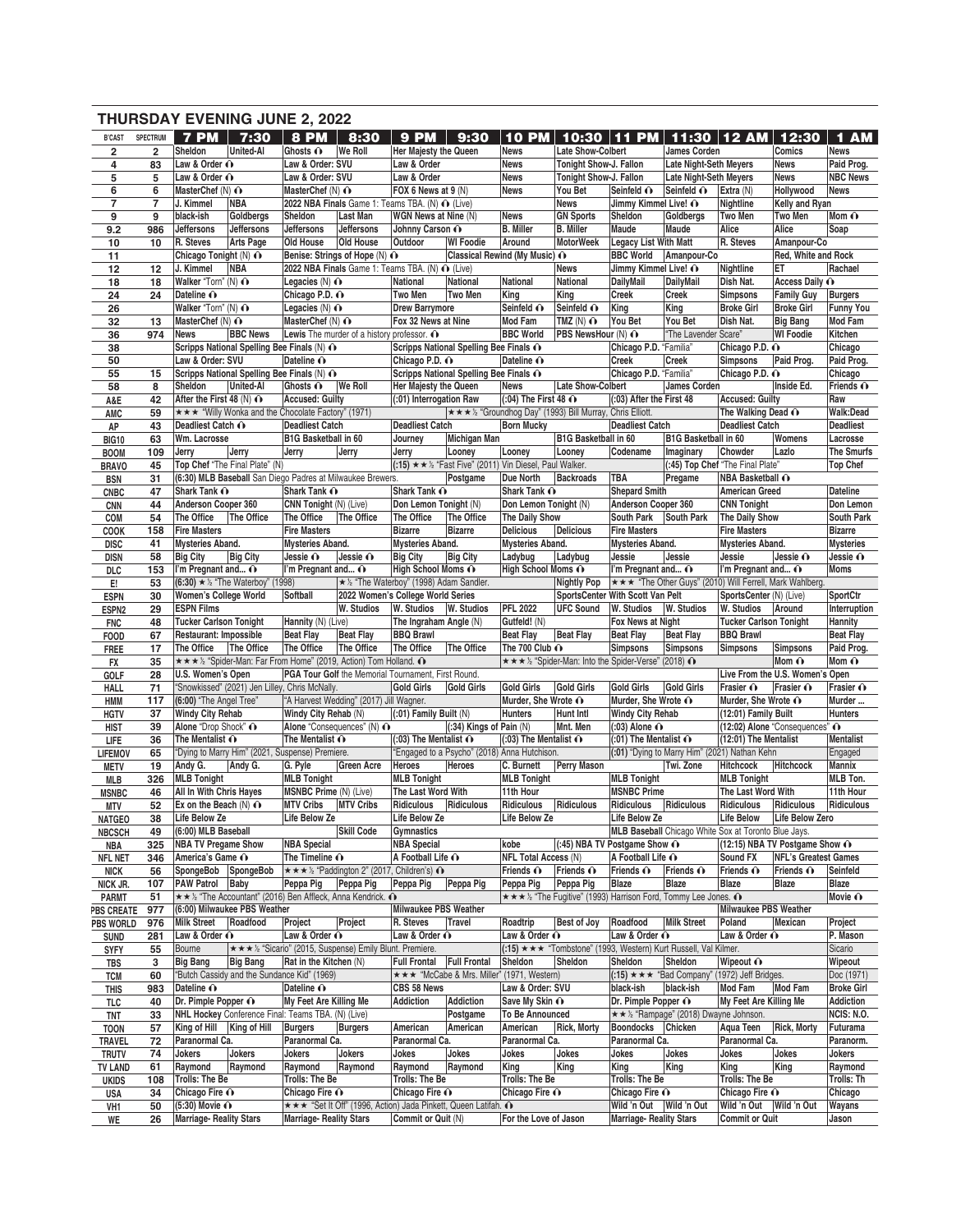## THURSDAY EVENING JUNE 2, 2022

| B'CAST | SPECTRUM | 7 PM | 7:30 | 8 PM | 8:30 | 9 PM | 9:30 | 10 PM | 10:30 | 11 PM | 11:30 | 12 AM | 12:30 | 1 AM |
|---|---|---|---|---|---|---|---|---|---|---|---|---|---|---|
| 2 | 2 | Sheldon | United-Al | Ghosts | We Roll | Her Majesty the Queen | | News | Late Show-Colbert | | James Corden | | Comics | News |
| 4 | 83 | Law & Order | | Law & Order: SVU | | Law & Order | | News | Tonight Show-J. Fallon | | Late Night-Seth Meyers | | News | Paid Prog. |
| 5 | 5 | Law & Order | | Law & Order: SVU | | Law & Order | | News | Tonight Show-J. Fallon | | Late Night-Seth Meyers | | News | NBC News |
| 6 | 6 | MasterChef (N) | | MasterChef (N) | | FOX 6 News at 9 (N) | | News | You Bet | Seinfeld | Seinfeld | Extra (N) | Hollywood | News |
| 7 | 7 | J. Kimmel | NBA | 2022 NBA Finals Game 1: Teams TBA. (N) (Live) | | | | | News | Jimmy Kimmel Live! | | Nightline | Kelly and Ryan | |
| 9 | 9 | black-ish | Goldbergs | Sheldon | Last Man | WGN News at Nine (N) | | News | GN Sports | Sheldon | Goldbergs | Two Men | Two Men | Mom |
| 9.2 | 986 | Jeffersons | Jeffersons | Jeffersons | Jeffersons | Johnny Carson | | B. Miller | B. Miller | Maude | Maude | Alice | Alice | Soap |
| 10 | 10 | R. Steves | Arts Page | Old House | Old House | Outdoor | WI Foodie | Around | MotorWeek | Legacy List With Matt | | R. Steves | Amanpour-Co | |
| 11 | | Chicago Tonight (N) | | Benise: Strings of Hope (N) | | Classical Rewind (My Music) | | | | BBC World | Amanpour-Co | | Red, White and Rock | |
| 12 | 12 | J. Kimmel | NBA | 2022 NBA Finals Game 1: Teams TBA. (N) (Live) | | | | | News | Jimmy Kimmel Live! | | Nightline | ET | Rachael |
| 18 | 18 | Walker "Torn" (N) | | Legacies (N) | | National | National | National | National | DailyMail | DailyMail | Dish Nat. | Access Daily | |
| 24 | 24 | Dateline | | Chicago P.D. | | Two Men | Two Men | King | King | Creek | Creek | Simpsons | Family Guy | Burgers |
| 26 | | Walker "Torn" (N) | | Legacies (N) | | Drew Barrymore | | Seinfeld | Seinfeld | King | King | Broke Girl | Broke Girl | Funny You |
| 32 | 13 | MasterChef (N) | | MasterChef (N) | | Fox 32 News at Nine | | Mod Fam | TMZ (N) | You Bet | You Bet | Dish Nat. | Big Bang | Mod Fam |
| 36 | 974 | News | BBC News | Lewis The murder of a history professor. | | | | BBC World | PBS NewsHour (N) | | "The Lavender Scare" | | WI Foodie | Kitchen |
| 38 | | Scripps National Spelling Bee Finals (N) | | | | Scripps National Spelling Bee Finals | | | | Chicago P.D. "Familia" | | Chicago P.D. | | Chicago |
| 50 | | Law & Order: SVU | | Dateline | | Chicago P.D. | | Dateline | | Creek | Creek | Simpsons | Paid Prog. | Paid Prog. |
| 55 | 15 | Scripps National Spelling Bee Finals (N) | | | | Scripps National Spelling Bee Finals | | | | Chicago P.D. "Familia" | | Chicago P.D. | | Chicago |
| 58 | 8 | Sheldon | United-Al | Ghosts | We Roll | Her Majesty the Queen | | News | Late Show-Colbert | | James Corden | | Inside Ed. | Friends |
| A&E | 42 | After the First 48 (N) | | Accused: Guilty | | (:01) Interrogation Raw | | (:04) The First 48 | | (:03) After the First 48 | | Accused: Guilty | | Raw |
| AMC | 59 | ★★★ "Willy Wonka and the Chocolate Factory" (1971) | | | | | ★★★½ "Groundhog Day" (1993) Bill Murray, Chris Elliott. | | | | | The Walking Dead | | Walk:Dead |
| AP | 43 | Deadliest Catch | | Deadliest Catch | | Deadliest Catch | | Born Mucky | | Deadliest Catch | | Deadliest Catch | | Deadliest |
| BIG10 | 63 | Wm. Lacrosse | | B1G Basketball in 60 | | Journey | Michigan Man | | B1G Basketball in 60 | | B1G Basketball in 60 | | Womens | Lacrosse |
| BOOM | 109 | Jerry | Jerry | Jerry | Jerry | Jerry | Looney | Looney | Looney | Codename | Imaginary | Chowder | Lazlo | The Smurfs |
| BRAVO | 45 | Top Chef "The Final Plate" (N) | | | | (:15) ★★½ "Fast Five" (2011) Vin Diesel, Paul Walker. | | | | | (:45) Top Chef "The Final Plate" | | | Top Chef |
| BSN | 31 | (6:30) MLB Baseball San Diego Padres at Milwaukee Brewers. | | | | | Postgame | Due North | Backroads | TBA | Pregame | NBA Basketball | | |
| CNBC | 47 | Shark Tank | | Shark Tank | | Shark Tank | | Shark Tank | | Shepard Smith | | American Greed | | Dateline |
| CNN | 44 | Anderson Cooper 360 | | CNN Tonight (N) (Live) | | Don Lemon Tonight (N) | | Don Lemon Tonight (N) | | Anderson Cooper 360 | | CNN Tonight | | Don Lemon |
| COM | 54 | The Office | The Office | The Office | The Office | The Office | The Office | The Daily Show | | South Park | South Park | The Daily Show | | South Park |
| COOK | 158 | Fire Masters | | Fire Masters | | Bizarre | Bizarre | Delicious | Delicious | Fire Masters | | Fire Masters | | Bizarre |
| DISC | 41 | Mysteries Aband. | | Mysteries Aband. | | Mysteries Aband. | | Mysteries Aband. | | Mysteries Aband. | | Mysteries Aband. | | Mysteries |
| DISN | 58 | Big City | Big City | Jessie | Jessie | Big City | Big City | Ladybug | Ladybug | Jessie | Jessie | Jessie | Jessie | Jessie |
| DLC | 153 | I'm Pregnant and... | | I'm Pregnant and... | | High School Moms | | High School Moms | | I'm Pregnant and... | | I'm Pregnant and... | | Moms |
| E! | 53 | (6:30) ★½ "The Waterboy" (1998) | | | ★½ "The Waterboy" (1998) Adam Sandler. | | | | Nightly Pop | ★★★ "The Other Guys" (2010) Will Ferrell, Mark Wahlberg. | | | | |
| ESPN | 30 | Women's College World | | Softball | | 2022 Women's College World Series | | | SportsCenter With Scott Van Pelt | | | SportsCenter (N) (Live) | | SportCtr |
| ESPN2 | 29 | ESPN Films | | | W. Studios | W. Studios | W. Studios | PFL 2022 | UFC Sound | W. Studios | W. Studios | W. Studios | Around | Interruption |
| FNC | 48 | Tucker Carlson Tonight | | Hannity (N) (Live) | | The Ingraham Angle (N) | | Gutfeld! (N) | | Fox News at Night | | Tucker Carlson Tonight | | Hannity |
| FOOD | 67 | Restaurant: Impossible | | Beat Flay | Beat Flay | BBQ Brawl | | Beat Flay | Beat Flay | Beat Flay | Beat Flay | BBQ Brawl | | Beat Flay |
| FREE | 17 | The Office | The Office | The Office | The Office | The Office | The Office | The 700 Club | | Simpsons | Simpsons | Simpsons | Simpsons | Paid Prog. |
| FX | 35 | ★★★½ "Spider-Man: Far From Home" (2019, Action) Tom Holland. | | | | | | ★★★½ "Spider-Man: Into the Spider-Verse" (2018) | | | | | Mom | Mom |
| GOLF | 28 | U.S. Women's Open | | PGA Tour Golf the Memorial Tournament, First Round. | | | | | | | | Live From the U.S. Women's Open | | |
| HALL | 71 | "Snowkissed" (2021) Jen Lilley, Chris McNally. | | | | Gold Girls | Gold Girls | Gold Girls | Gold Girls | Gold Girls | Gold Girls | Frasier | Frasier | Frasier |
| HMM | 117 | (6:00) "The Angel Tree" | | "A Harvest Wedding" (2017) Jill Wagner. | | | | Murder, She Wrote | | Murder, She Wrote | | Murder, She Wrote | | Murder ... |
| HGTV | 37 | Windy City Rehab | | Windy City Rehab (N) | | (:01) Family Built (N) | | Hunters | Hunt Intl | Windy City Rehab | | (12:01) Family Built | | Hunters |
| HIST | 39 | Alone "Drop Shock" | | Alone "Consequences" (N) | | | (:34) Kings of Pain (N) | | Mnt. Men | (:03) Alone | | (12:02) Alone "Consequences" | | |
| LIFE | 36 | The Mentalist | | The Mentalist | | (:03) The Mentalist | | (:03) The Mentalist | | (:01) The Mentalist | | (12:01) The Mentalist | | Mentalist |
| LIFEMOV | 65 | "Dying to Marry Him" (2021, Suspense) Premiere. | | | | "Engaged to a Psycho" (2018) Anna Hutchison. | | | | (:01) "Dying to Marry Him" (2021) Nathan Kehn | | | | Engaged |
| METV | 19 | Andy G. | Andy G. | G. Pyle | Green Acre | Heroes | Heroes | C. Burnett | Perry Mason | | Twi. Zone | Hitchcock | Hitchcock | Mannix |
| MLB | 326 | MLB Tonight | | MLB Tonight | | MLB Tonight | | MLB Tonight | | MLB Tonight | | MLB Tonight | | MLB Ton. |
| MSNBC | 46 | All In With Chris Hayes | | MSNBC Prime (N) (Live) | | The Last Word With | | 11th Hour | | MSNBC Prime | | The Last Word With | | 11th Hour |
| MTV | 52 | Ex on the Beach (N) | | MTV Cribs | MTV Cribs | Ridiculous | Ridiculous | Ridiculous | Ridiculous | Ridiculous | Ridiculous | Ridiculous | Ridiculous | Ridiculous |
| NATGEO | 38 | Life Below Ze | | Life Below Ze | | Life Below Ze | | Life Below Ze | | Life Below Ze | | Life Below | Life Below Zero | |
| NBCSCH | 49 | (6:00) MLB Baseball | | | Skill Code | Gymnastics | | | | MLB Baseball Chicago White Sox at Toronto Blue Jays. | | | | |
| NBA | 325 | NBA TV Pregame Show | | NBA Special | | NBA Special | | kobe | (:45) NBA TV Postgame Show | | | (12:15) NBA TV Postgame Show | | |
| NFL NET | 346 | America's Game | | The Timeline | | A Football Life | | NFL Total Access (N) | | A Football Life | | Sound FX | NFL's Greatest Games | |
| NICK | 56 | SpongeBob | SpongeBob | ★★★½ "Paddington 2" (2017, Children's) | | | | Friends | Friends | Friends | Friends | Friends | Friends | Seinfeld |
| NICK JR. | 107 | PAW Patrol | Baby | Peppa Pig | Peppa Pig | Peppa Pig | Peppa Pig | Peppa Pig | Peppa Pig | Blaze | Blaze | Blaze | Blaze | Blaze |
| PARMT | 51 | ★★½ "The Accountant" (2016) Ben Affleck, Anna Kendrick. | | | | | | ★★★½ "The Fugitive" (1993) Harrison Ford, Tommy Lee Jones. | | | | | | Movie |
| PBS CREATE | 977 | (6:00) Milwaukee PBS Weather | | | | Milwaukee PBS Weather | | | | | | Milwaukee PBS Weather | | |
| PBS WORLD | 976 | Milk Street | Roadfood | Project | Project | R. Steves | Travel | Roadtrip | Best of Joy | Roadfood | Milk Street | Poland | Mexican | Project |
| SUND | 281 | Law & Order | | Law & Order | | Law & Order | | Law & Order | | Law & Order | | Law & Order | | P. Mason |
| SYFY | 55 | Bourne | ★★★½ "Sicario" (2015, Suspense) Emily Blunt. Premiere. | | | | | (:15) ★★★ "Tombstone" (1993, Western) Kurt Russell, Val Kilmer. | | | | | | Sicario |
| TBS | 3 | Big Bang | Big Bang | Rat in the Kitchen (N) | | Full Frontal | Full Frontal | Sheldon | Sheldon | Sheldon | Sheldon | Wipeout | | Wipeout |
| TCM | 60 | "Butch Cassidy and the Sundance Kid" (1969) | | | | ★★★ "McCabe & Mrs. Miller" (1971, Western) | | | | (:15) ★★★ "Bad Company" (1972) Jeff Bridges. | | | | Doc (1971) |
| THIS | 983 | Dateline | | Dateline | | CBS 58 News | | Law & Order: SVU | | black-ish | black-ish | Mod Fam | Mod Fam | Broke Girl |
| TLC | 40 | Dr. Pimple Popper | | My Feet Are Killing Me | | Addiction | Addiction | Save My Skin | | Dr. Pimple Popper | | My Feet Are Killing Me | | Addiction |
| TNT | 33 | NHL Hockey Conference Final: Teams TBA. (N) (Live) | | | | | Postgame | To Be Announced | | ★★½ "Rampage" (2018) Dwayne Johnson. | | | | NCIS: N.O. |
| TOON | 57 | King of Hill | King of Hill | Burgers | Burgers | American | American | American | Rick, Morty | Boondocks | Chicken | Aqua Teen | Rick, Morty | Futurama |
| TRAVEL | 72 | Paranormal Ca. | | Paranormal Ca. | | Paranormal Ca. | | Paranormal Ca. | | Paranormal Ca. | | Paranormal Ca. | | Paranorm. |
| TRUTV | 74 | Jokers | Jokers | Jokers | Jokers | Jokes | Jokes | Jokes | Jokes | Jokes | Jokes | Jokes | Jokes | Jokers |
| TV LAND | 61 | Raymond | Raymond | Raymond | Raymond | Raymond | Raymond | King | King | King | King | King | King | Raymond |
| UKIDS | 108 | Trolls: The Be | | Trolls: The Be | | Trolls: The Be | | Trolls: The Be | | Trolls: The Be | | Trolls: The Be | | Trolls: Th |
| USA | 34 | Chicago Fire | | Chicago Fire | | Chicago Fire | | Chicago Fire | | Chicago Fire | | Chicago Fire | | Chicago |
| VH1 | 50 | (5:30) Movie | | ★★★ "Set It Off" (1996, Action) Jada Pinkett, Queen Latifah. | | | | | | Wild 'n Out | Wild 'n Out | Wild 'n Out | Wild 'n Out | Wayans |
| WE | 26 | Marriage- Reality Stars | | Marriage- Reality Stars | | Commit or Quit (N) | | For the Love of Jason | | Marriage- Reality Stars | | Commit or Quit | | Jason |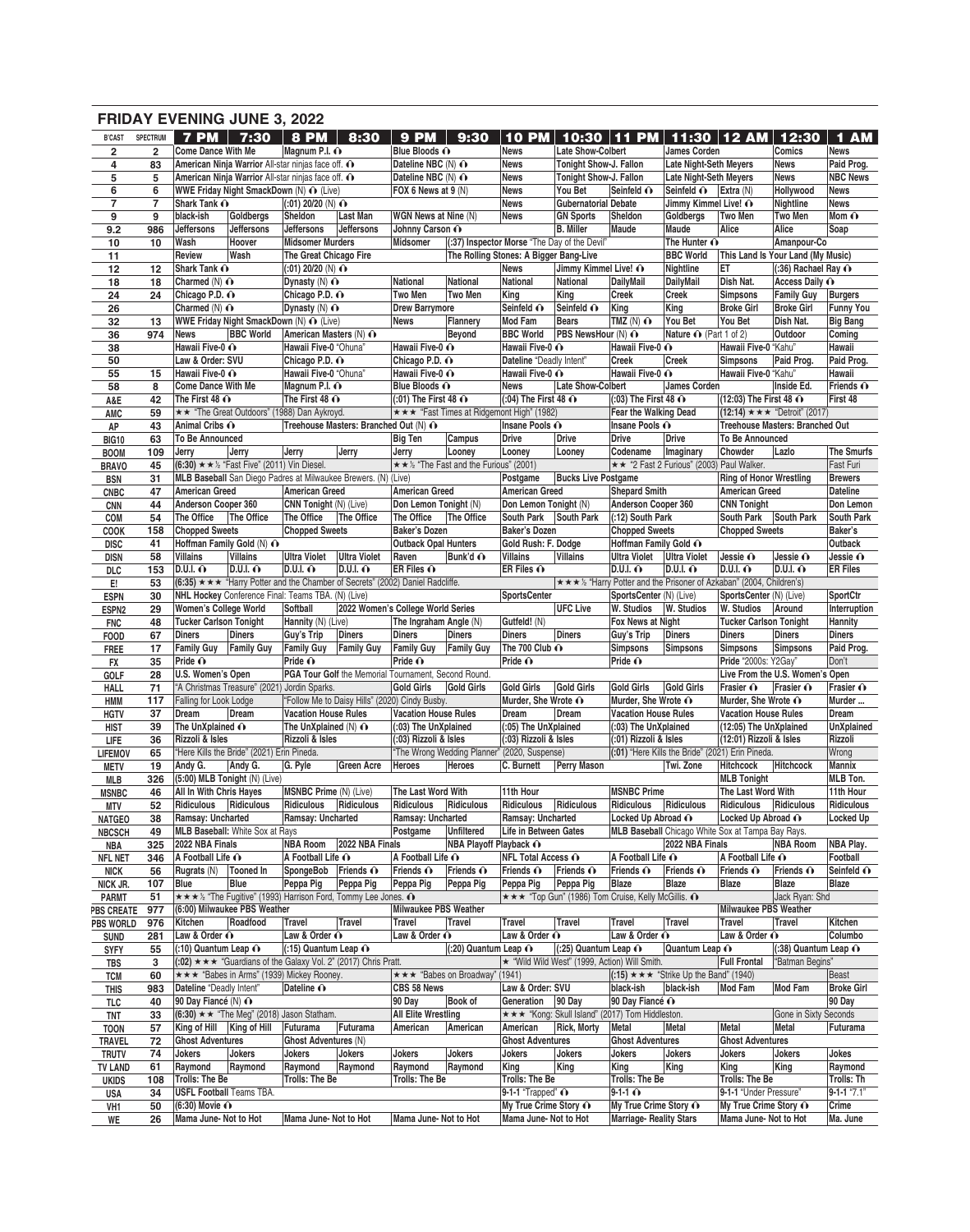# FRIDAY EVENING JUNE 3, 2022

| B'CAST | SPECTRUM | 7 PM | 7:30 | 8 PM | 8:30 | 9 PM | 9:30 | 10 PM | 10:30 | 11 PM | 11:30 | 12 AM | 12:30 | 1 AM |
|---|---|---|---|---|---|---|---|---|---|---|---|---|---|---|
| 2 | 2 | Come Dance With Me | | Magnum P.I. | | Blue Bloods | | News | Late Show-Colbert | | James Corden | | Comics | News |
| 4 | 83 | American Ninja Warrior All-star ninjas face off. | | | | Dateline NBC (N) | | News | Tonight Show-J. Fallon | | Late Night-Seth Meyers | | News | Paid Prog. |
| 5 | 5 | American Ninja Warrior All-star ninjas face off. | | | | Dateline NBC (N) | | News | Tonight Show-J. Fallon | | Late Night-Seth Meyers | | News | NBC News |
| 6 | 6 | WWE Friday Night SmackDown (N) (Live) | | | | FOX 6 News at 9 (N) | | News | You Bet | Seinfeld | Seinfeld | Extra (N) | Hollywood | News |
| 7 | 7 | Shark Tank | | (:01) 20/20 (N) | | | | News | Gubernatorial Debate | | Jimmy Kimmel Live! | | Nightline | News |
| 9 | 9 | black-ish | Goldbergs | Sheldon | Last Man | WGN News at Nine (N) | | News | GN Sports | Sheldon | Goldbergs | Two Men | Two Men | Mom |
| 9.2 | 986 | Jeffersons | Jeffersons | Jeffersons | Jeffersons | Johnny Carson | | | B. Miller | Maude | Maude | Alice | Alice | Soap |
| 10 | 10 | Wash | Hoover | Midsomer Murders | | Midsomer | (:37) Inspector Morse "The Day of the Devil" | | | | The Hunter | | Amanpour-Co | |
| 11 | | Review | Wash | The Great Chicago Fire | | | The Rolling Stones: A Bigger Bang-Live | | | | BBC World | This Land Is Your Land (My Music) | | |
| 12 | 12 | Shark Tank | | (:01) 20/20 (N) | | | | News | Jimmy Kimmel Live! | | Nightline | ET | (:36) Rachael Ray | |
| 18 | 18 | Charmed (N) | | Dynasty (N) | | National | National | National | National | DailyMail | DailyMail | Dish Nat. | Access Daily | |
| 24 | 24 | Chicago P.D. | | Chicago P.D. | | Two Men | Two Men | King | King | Creek | Creek | Simpsons | Family Guy | Burgers |
| 26 | | Charmed (N) | | Dynasty (N) | | Drew Barrymore | | Seinfeld | Seinfeld | King | King | Broke Girl | Broke Girl | Funny You |
| 32 | 13 | WWE Friday Night SmackDown (N) (Live) | | | | News | Flannery | Mod Fam | Bears | TMZ (N) | You Bet | You Bet | Dish Nat. | Big Bang |
| 36 | 974 | News | BBC World | American Masters (N) | | | Beyond | BBC World | PBS NewsHour (N) | | Nature (Part 1 of 2) | | Outdoor | Coming |
| 38 | | Hawaii Five-0 | | Hawaii Five-0 "Ohuna" | | Hawaii Five-0 | | Hawaii Five-0 | | Hawaii Five-0 | | Hawaii Five-0 "Kahu" | | Hawaii |
| 50 | | Law & Order: SVU | | Chicago P.D. | | Chicago P.D. | | Dateline "Deadly Intent" | | Creek | Creek | Simpsons | Paid Prog. | Paid Prog. |
| 55 | 15 | Hawaii Five-0 | | Hawaii Five-0 "Ohuna" | | Hawaii Five-0 | | Hawaii Five-0 | | Hawaii Five-0 | | Hawaii Five-0 "Kahu" | | Hawaii |
| 58 | 8 | Come Dance With Me | | Magnum P.I. | | Blue Bloods | | News | Late Show-Colbert | | James Corden | | Inside Ed. | Friends |
| A&E | 42 | The First 48 | | The First 48 | | (:01) The First 48 | | (:04) The First 48 | | (:03) The First 48 | | (12:03) The First 48 | | First 48 |
| AMC | 59 | ★★ "The Great Outdoors" (1988) Dan Aykroyd. | | | | ★★★ "Fast Times at Ridgemont High" (1982) | | | | Fear the Walking Dead | | (12:14) ★★★ "Detroit" (2017) | | |
| AP | 43 | Animal Cribs | | Treehouse Masters: Branched Out (N) | | | | Insane Pools | | Insane Pools | | Treehouse Masters: Branched Out | | |
| BIG10 | 63 | To Be Announced | | | | Big Ten | Campus | Drive | Drive | Drive | Drive | To Be Announced | | |
| BOOM | 109 | Jerry | Jerry | Jerry | Jerry | Jerry | Looney | Looney | Looney | Codename | Imaginary | Chowder | Lazlo | The Smurfs |
| BRAVO | 45 | (6:30) ★★½ "Fast Five" (2011) Vin Diesel. | | | | ★★½ "The Fast and the Furious" (2001) | | | | ★★ "2 Fast 2 Furious" (2003) Paul Walker. | | | | Fast Furi |
| BSN | 31 | MLB Baseball San Diego Padres at Milwaukee Brewers. (N) (Live) | | | | | | Postgame | Bucks Live Postgame | | | Ring of Honor Wrestling | | Brewers |
| CNBC | 47 | American Greed | | American Greed | | American Greed | | American Greed | | Shepard Smith | | American Greed | | Dateline |
| CNN | 44 | Anderson Cooper 360 | | CNN Tonight (N) (Live) | | Don Lemon Tonight (N) | | Don Lemon Tonight (N) | | Anderson Cooper 360 | | CNN Tonight | | Don Lemon |
| COM | 54 | The Office | The Office | The Office | The Office | The Office | The Office | South Park | South Park | (:12) South Park | | South Park | South Park | South Park |
| COOK | 158 | Chopped Sweets | | Chopped Sweets | | Baker's Dozen | | Baker's Dozen | | Chopped Sweets | | Chopped Sweets | | Baker's |
| DISC | 41 | Hoffman Family Gold (N) | | | | Outback Opal Hunters | | Gold Rush: F. Dodge | | Hoffman Family Gold | | | | Outback |
| DISN | 58 | Villains | Villains | Ultra Violet | Ultra Violet | Raven | Bunk'd | Villains | Villains | Ultra Violet | Ultra Violet | Jessie | Jessie | Jessie |
| DLC | 153 | D.U.I. | D.U.I. | D.U.I. | D.U.I. | ER Files | | ER Files | | D.U.I. | D.U.I. | D.U.I. | D.U.I. | ER Files |
| E! | 53 | (6:35) ★★★ "Harry Potter and the Chamber of Secrets" (2002) Daniel Radcliffe. | | | | | | | ★★★½ "Harry Potter and the Prisoner of Azkaban" (2004, Children's) | | | | | |
| ESPN | 30 | NHL Hockey Conference Final: Teams TBA. (N) (Live) | | | | | | SportsCenter | | SportsCenter (N) (Live) | | SportsCenter (N) (Live) | | SportCtr |
| ESPN2 | 29 | Women's College World | | Softball | 2022 Women's College World Series | | | | UFC Live | W. Studios | W. Studios | W. Studios | Around | Interruption |
| FNC | 48 | Tucker Carlson Tonight | | Hannity (N) (Live) | | The Ingraham Angle (N) | | Gutfeld! (N) | | Fox News at Night | | Tucker Carlson Tonight | | Hannity |
| FOOD | 67 | Diners | Diners | Guy's Trip | Diners | Diners | Diners | Diners | Diners | Guy's Trip | Diners | Diners | Diners | Diners |
| FREE | 17 | Family Guy | Family Guy | Family Guy | Family Guy | Family Guy | Family Guy | The 700 Club | | Simpsons | Simpsons | Simpsons | Simpsons | Paid Prog. |
| FX | 35 | Pride | | Pride | | Pride | | Pride | | Pride | | Pride "2000s: Y2Gay" | | Don't |
| GOLF | 28 | U.S. Women's Open | | PGA Tour Golf the Memorial Tournament, Second Round. | | | | | | | | Live From the U.S. Women's Open | | |
| HALL | 71 | "A Christmas Treasure" (2021) Jordin Sparks. | | | | Gold Girls | Gold Girls | Gold Girls | Gold Girls | Gold Girls | Gold Girls | Frasier | Frasier | Frasier |
| HMM | 117 | Falling for Look Lodge | | "Follow Me to Daisy Hills" (2020) Cindy Busby. | | | | Murder, She Wrote | | Murder, She Wrote | | Murder, She Wrote | | Murder ... |
| HGTV | 37 | Dream | Dream | Vacation House Rules | | Vacation House Rules | | Dream | Dream | Vacation House Rules | | Vacation House Rules | | Dream |
| HIST | 39 | The UnXplained | | The UnXplained (N) | | (:03) The UnXplained | | (:05) The UnXplained | | (:03) The UnXplained | | (12:05) The UnXplained | | UnXplained |
| LIFE | 36 | Rizzoli & Isles | | Rizzoli & Isles | | (:03) Rizzoli & Isles | | (:03) Rizzoli & Isles | | (:01) Rizzoli & Isles | | (12:01) Rizzoli & Isles | | Rizzoli |
| LIFEMOV | 65 | "Here Kills the Bride" (2021) Erin Pineda. | | | | "The Wrong Wedding Planner" (2020, Suspense) | | | | (:01) "Here Kills the Bride" (2021) Erin Pineda. | | | | Wrong |
| METV | 19 | Andy G. | Andy G. | G. Pyle | Green Acre | Heroes | Heroes | C. Burnett | Perry Mason | | Twi. Zone | Hitchcock | Hitchcock | Mannix |
| MLB | 326 | (5:00) MLB Tonight (N) (Live) | | | | | | | | | | MLB Tonight | | MLB Ton. |
| MSNBC | 46 | All In With Chris Hayes | | MSNBC Prime (N) (Live) | | The Last Word With | | 11th Hour | | MSNBC Prime | | The Last Word With | | 11th Hour |
| MTV | 52 | Ridiculous | Ridiculous | Ridiculous | Ridiculous | Ridiculous | Ridiculous | Ridiculous | Ridiculous | Ridiculous | Ridiculous | Ridiculous | Ridiculous | Ridiculous |
| NATGEO | 38 | Ramsay: Uncharted | | Ramsay: Uncharted | | Ramsay: Uncharted | | Ramsay: Uncharted | | Locked Up Abroad | | Locked Up Abroad | | Locked Up |
| NBCSCH | 49 | MLB Baseball: White Sox at Rays | | | | Postgame | Unfiltered | Life in Between Gates | | MLB Baseball Chicago White Sox at Tampa Bay Rays. | | | | |
| NBA | 325 | 2022 NBA Finals | | NBA Room | 2022 NBA Finals | | NBA Playoff Playback | | | | 2022 NBA Finals | | NBA Room | NBA Play. |
| NFL NET | 346 | A Football Life | | A Football Life | | A Football Life | | NFL Total Access | | A Football Life | | A Football Life | | Football |
| NICK | 56 | Rugrats (N) | Tooned In | SpongeBob | Friends | Friends | Friends | Friends | Friends | Friends | Friends | Friends | Friends | Seinfeld |
| NICK JR. | 107 | Blue | Blue | Peppa Pig | Peppa Pig | Peppa Pig | Peppa Pig | Peppa Pig | Peppa Pig | Blaze | Blaze | Blaze | Blaze | Blaze |
| PARMT | 51 | ★★★½ "The Fugitive" (1993) Harrison Ford, Tommy Lee Jones. | | | | | | ★★★ "Top Gun" (1986) Tom Cruise, Kelly McGillis. | | | | | Jack Ryan: Shd | |
| PBS CREATE | 977 | (6:00) Milwaukee PBS Weather | | | | Milwaukee PBS Weather | | | | | | Milwaukee PBS Weather | | |
| PBS WORLD | 976 | Kitchen | Roadfood | Travel | Travel | Travel | Travel | Travel | Travel | Travel | Travel | Travel | Travel | Kitchen |
| SUND | 281 | Law & Order | | Law & Order | | Law & Order | | Law & Order | | Law & Order | | Law & Order | | Columbo |
| SYFY | 55 | (:10) Quantum Leap | | (:15) Quantum Leap | | | (:20) Quantum Leap | | (:25) Quantum Leap | | Quantum Leap | | (:38) Quantum Leap | |
| TBS | 3 | (:02) ★★★ "Guardians of the Galaxy Vol. 2" (2017) Chris Pratt. | | | | | | ★ "Wild Wild West" (1999, Action) Will Smith. | | | | Full Frontal | "Batman Begins" | |
| TCM | 60 | ★★★ "Babes in Arms" (1939) Mickey Rooney. | | | | ★★★ "Babes on Broadway" (1941) | | | | (:15) ★★★ "Strike Up the Band" (1940) | | | | Beast |
| THIS | 983 | Dateline "Deadly Intent" | | Dateline | | CBS 58 News | | Law & Order: SVU | | black-ish | black-ish | Mod Fam | Mod Fam | Broke Girl |
| TLC | 40 | 90 Day Fiancé (N) | | | | 90 Day | Book of | Generation | 90 Day | 90 Day Fiancé | | | | 90 Day |
| TNT | 33 | (6:30) ★★ "The Meg" (2018) Jason Statham. | | | | All Elite Wrestling | | ★★★ "Kong: Skull Island" (2017) Tom Hiddleston. | | | | | Gone in Sixty Seconds | |
| TOON | 57 | King of Hill | King of Hill | Futurama | Futurama | American | American | American | Rick, Morty | Metal | Metal | Metal | Metal | Futurama |
| TRAVEL | 72 | Ghost Adventures | | Ghost Adventures (N) | | | | Ghost Adventures | | Ghost Adventures | | Ghost Adventures | | |
| TRUTV | 74 | Jokers | Jokers | Jokers | Jokers | Jokers | Jokers | Jokers | Jokers | Jokers | Jokers | Jokers | Jokers | Jokes |
| TV LAND | 61 | Raymond | Raymond | Raymond | Raymond | Raymond | Raymond | King | King | King | King | King | King | Raymond |
| UKIDS | 108 | Trolls: The Be | | Trolls: The Be | | Trolls: The Be | | Trolls: The Be | | Trolls: The Be | | Trolls: The Be | | Trolls: Th |
| USA | 34 | USFL Football Teams TBA. | | | | | | 9-1-1 "Trapped" | | 9-1-1 | | 9-1-1 "Under Pressure" | | 9-1-1 "7.1" |
| VH1 | 50 | (6:30) Movie | | | | | | My True Crime Story | | My True Crime Story | | My True Crime Story | | Crime |
| WE | 26 | Mama June- Not to Hot | | Mama June- Not to Hot | | Mama June- Not to Hot | | Mama June- Not to Hot | | Marriage- Reality Stars | | Mama June- Not to Hot | | Ma. June |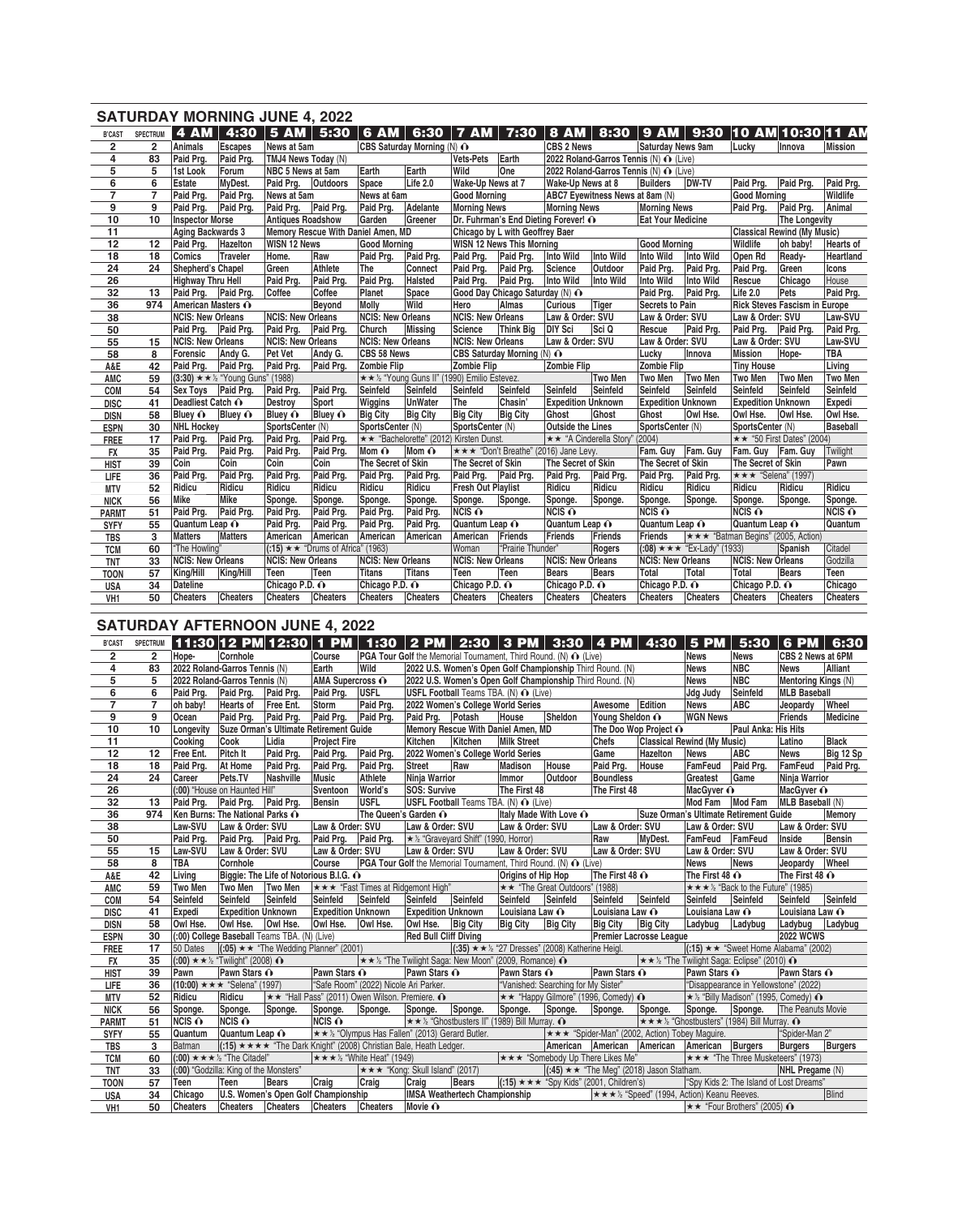## SATURDAY MORNING JUNE 4, 2022

| B'CAST | SPECTRUM | 4 AM | 4:30 | 5 AM | 5:30 | 6 AM | 6:30 | 7 AM | 7:30 | 8 AM | 8:30 | 9 AM | 9:30 | 10 AM | 10:30 | 11 AM |
|---|---|---|---|---|---|---|---|---|---|---|---|---|---|---|---|---|
| 2 | 2 | Animals | Escapes | News at 5am | | CBS Saturday Morning (N) | | | | CBS 2 News | | Saturday News 9am | | Lucky | Innova | Mission |
| 4 | 83 | Paid Prg. | Paid Prg. | TMJ4 News Today (N) | | | | Vets-Pets | Earth | 2022 Roland-Garros Tennis (N) (Live) | | | | | | |
| 5 | 5 | 1st Look | Forum | NBC 5 News at 5am | | Earth | Earth | Wild | One | 2022 Roland-Garros Tennis (N) (Live) | | | | | | |
| 6 | 6 | Estate | MyDest. | Paid Prg. | Outdoors | Space | Life 2.0 | Wake-Up News at 7 | | Wake-Up News at 8 | | Builders | DW-TV | Paid Prg. | Paid Prg. | Paid Prg. |
| 7 | 7 | Paid Prg. | Paid Prg. | News at 5am | | News at 6am | | Good Morning | | ABC7 Eyewitness News at 8am (N) | | | | Good Morning | | Wildlife |
| 9 | 9 | Paid Prg. | Paid Prg. | Paid Prg. | Paid Prg. | Paid Prg. | Adelante | Morning News | | Morning News | | Morning News | | Paid Prg. | Paid Prg. | Animal |
| 10 | 10 | Inspector Morse | | Antiques Roadshow | | Garden | Greener | Dr. Fuhrman's End Dieting Forever! | | | | Eat Your Medicine | | | The Longevity | |
| 11 | | Aging Backwards 3 | | Memory Rescue With Daniel Amen, MD | | | | Chicago by L with Geoffrey Baer | | | | | | Classical Rewind (My Music) | | |
| 12 | 12 | Paid Prg. | Hazelton | WISN 12 News | | Good Morning | | WISN 12 News This Morning | | | | Good Morning | | Wildlife | oh baby! | Hearts of |
| 18 | 18 | Comics | Traveler | Home. | Raw | Paid Prg. | Paid Prg. | Paid Prg. | Paid Prg. | Into Wild | Into Wild | Into Wild | Into Wild | Open Rd | Ready- | Heartland |
| 24 | 24 | Shepherd's Chapel | | Green | Athlete | The | Connect | Paid Prg. | Paid Prg. | Science | Outdoor | Paid Prg. | Paid Prg. | Paid Prg. | Green | Icons |
| 26 | | Highway Thru Hell | | Paid Prg. | Paid Prg. | Paid Prg. | Halsted | Paid Prg. | Paid Prg. | Into Wild | Into Wild | Into Wild | Into Wild | Rescue | Chicago | House |
| 32 | 13 | Paid Prg. | Paid Prg. | Coffee | Coffee | Planet | Space | Good Day Chicago Saturday (N) | | | | Paid Prg. | Paid Prg. | Life 2.0 | Pets | Paid Prg. |
| 36 | 974 | American Masters | | | Beyond | Molly | Wild | Hero | Almas | Curious | Tiger | Secrets to Pain | | Rick Steves Fascism in Europe | | |
| 38 | | NCIS: New Orleans | | NCIS: New Orleans | | NCIS: New Orleans | | NCIS: New Orleans | | Law & Order: SVU | | Law & Order: SVU | | Law & Order: SVU | | Law-SVU |
| 50 | | Paid Prg. | Paid Prg. | Paid Prg. | Paid Prg. | Church | Missing | Science | Think Big | DIY Sci | Sci Q | Rescue | Paid Prg. | Paid Prg. | Paid Prg. | Paid Prg. |
| 55 | 15 | NCIS: New Orleans | | NCIS: New Orleans | | NCIS: New Orleans | | NCIS: New Orleans | | Law & Order: SVU | | Law & Order: SVU | | Law & Order: SVU | | Law-SVU |
| 58 | 8 | Forensic | Andy G. | Pet Vet | Andy G. | CBS 58 News | | CBS Saturday Morning (N) | | | | Lucky | Innova | Mission | Hope- | TBA |
| A&E | 42 | Paid Prg. | Paid Prg. | Paid Prg. | Paid Prg. | Zombie Flip | | Zombie Flip | | Zombie Flip | | Zombie Flip | | Tiny House | | Living |
| AMC | 59 | (3:30) ★★½ "Young Guns" (1988) | | | | ★★½ "Young Guns II" (1990) Emilio Estevez. | | | | | Two Men | Two Men | Two Men | Two Men | Two Men | Two Men |
| COM | 54 | Sex Toys | Paid Prg. | Paid Prg. | Paid Prg. | Seinfeld | Seinfeld | Seinfeld | Seinfeld | Seinfeld | Seinfeld | Seinfeld | Seinfeld | Seinfeld | Seinfeld | Seinfeld |
| DISC | 41 | Deadliest Catch | | Destroy | Sport | Wiggins | UnWater | The | Chasin' | Expedition Unknown | | Expedition Unknown | | Expedition Unknown | | Expedi |
| DISN | 58 | Bluey | Bluey | Bluey | Bluey | Big City | Big City | Big City | Big City | Ghost | Ghost | Ghost | Owl Hse. | Owl Hse. | Owl Hse. | Owl Hse. |
| ESPN | 30 | NHL Hockey | | SportsCenter (N) | | SportsCenter (N) | | SportsCenter (N) | | Outside the Lines | | SportsCenter (N) | | SportsCenter (N) | | Baseball |
| FREE | 17 | Paid Prg. | Paid Prg. | Paid Prg. | Paid Prg. | ★★ "Bachelorette" (2012) Kirsten Dunst. | | | | ★★ "A Cinderella Story" (2004) | | | | ★★ "50 First Dates" (2004) | | |
| FX | 35 | Paid Prg. | Paid Prg. | Paid Prg. | Paid Prg. | Mom | Mom | ★★★ "Don't Breathe" (2016) Jane Levy. | | | | Fam. Guy | Fam. Guy | Fam. Guy | Fam. Guy | Twilight |
| HIST | 39 | Coin | Coin | Coin | Coin | The Secret of Skin | | The Secret of Skin | | The Secret of Skin | | The Secret of Skin | | The Secret of Skin | | Pawn |
| LIFE | 36 | Paid Prg. | Paid Prg. | Paid Prg. | Paid Prg. | Paid Prg. | Paid Prg. | Paid Prg. | Paid Prg. | Paid Prg. | Paid Prg. | Paid Prg. | Paid Prg. | ★★★ "Selena" (1997) | | |
| MTV | 52 | Ridicu | Ridicu | Ridicu | Ridicu | Ridicu | Ridicu | Fresh Out Playlist | | Ridicu | Ridicu | Ridicu | Ridicu | Ridicu | Ridicu | Ridicu |
| NICK | 56 | Mike | Mike | Sponge. | Sponge. | Sponge. | Sponge. | Sponge. | Sponge. | Sponge. | Sponge. | Sponge. | Sponge. | Sponge. | Sponge. | Sponge. |
| PARMT | 51 | Paid Prg. | Paid Prg. | Paid Prg. | Paid Prg. | Paid Prg. | Paid Prg. | NCIS | | NCIS | | NCIS | | NCIS | | NCIS |
| SYFY | 55 | Quantum Leap | | Paid Prg. | Paid Prg. | Paid Prg. | Paid Prg. | Quantum Leap | | Quantum Leap | | Quantum Leap | | Quantum Leap | | Quantum |
| TBS | 3 | Matters | Matters | American | American | American | American | American | Friends | Friends | Friends | Friends | ★★★ "Batman Begins" (2005, Action) | | | |
| TCM | 60 | "The Howling" | | (:15) ★★ "Drums of Africa" (1963) | | | | Woman | "Prairie Thunder" | | Rogers | (:08) ★★★ "Ex-Lady" (1933) | | | Spanish | Citadel |
| TNT | 33 | NCIS: New Orleans | | NCIS: New Orleans | | NCIS: New Orleans | | NCIS: New Orleans | | NCIS: New Orleans | | NCIS: New Orleans | | NCIS: New Orleans | | Godzilla |
| TOON | 57 | King/Hill | King/Hill | Teen | Teen | Titans | Titans | Teen | Teen | Bears | Bears | Total | Total | Total | Bears | Teen |
| USA | 34 | Dateline | | Chicago P.D. | | Chicago P.D. | | Chicago P.D. | | Chicago P.D. | | Chicago P.D. | | Chicago P.D. | | Chicago |
| VH1 | 50 | Cheaters | Cheaters | Cheaters | Cheaters | Cheaters | Cheaters | Cheaters | Cheaters | Cheaters | Cheaters | Cheaters | Cheaters | Cheaters | Cheaters | Cheaters |

## SATURDAY AFTERNOON JUNE 4, 2022

| B'CAST | SPECTRUM | 11:30 | 12 PM | 12:30 | 1 PM | 1:30 | 2 PM | 2:30 | 3 PM | 3:30 | 4 PM | 4:30 | 5 PM | 5:30 | 6 PM | 6:30 |
|---|---|---|---|---|---|---|---|---|---|---|---|---|---|---|---|---|
| 2 | 2 | Hope- | Cornhole | | Course | PGA Tour Golf the Memorial Tournament, Third Round. (N) (Live) | | | | | | | News | News | CBS 2 News at 6PM | |
| 4 | 83 | 2022 Roland-Garros Tennis (N) | | | Earth | Wild | 2022 U.S. Women's Open Golf Championship Third Round. (N) | | | | | | News | NBC | News | Alliant |
| 5 | 5 | 2022 Roland-Garros Tennis (N) | | | AMA Supercross | | 2022 U.S. Women's Open Golf Championship Third Round. (N) | | | | | | News | NBC | Mentoring Kings (N) | |
| 6 | 6 | Paid Prg. | Paid Prg. | Paid Prg. | Paid Prg. | USFL | USFL Football Teams TBA. (N) (Live) | | | | | | Jdg Judy | Seinfeld | MLB Baseball | |
| 7 | 7 | oh baby! | Hearts of | Free Ent. | Storm | Paid Prg. | 2022 Women's College World Series | | | | Awesome | Edition | News | ABC | Jeopardy | Wheel |
| 9 | 9 | Ocean | Paid Prg. | Paid Prg. | Paid Prg. | Paid Prg. | Paid Prg. | Potash | House | Sheldon | Young Sheldon | | WGN News | | Friends | Medicine |
| 10 | 10 | Longevity | Suze Orman's Ultimate Retirement Guide | | | | Memory Rescue With Daniel Amen, MD | | | | The Doo Wop Project | | | Paul Anka: His Hits | | |
| 11 | | Cooking | Cook | Lidia | Project Fire | | Kitchen | Kitchen | Milk Street | | Chefs | Classical Rewind (My Music) | | | Latino | Black |
| 12 | 12 | Free Ent. | Pitch It | Paid Prg. | Paid Prg. | Paid Prg. | 2022 Women's College World Series | | | | Game | Hazelton | News | ABC | News | Big 12 Sp |
| 18 | 18 | Paid Prg. | At Home | Paid Prg. | Paid Prg. | Paid Prg. | Street | Raw | Madison | House | Paid Prg. | House | FamFeud | Paid Prg. | FamFeud | Paid Prg. |
| 24 | 24 | Career | Pets.TV | Nashville | Music | Athlete | Ninja Warrior | | Immor | Outdoor | Boundless | | Greatest | Game | Ninja Warrior | |
| 26 | | (:00) "House on Haunted Hill" | | | Sventoon | World's | SOS: Survive | | The First 48 | | The First 48 | | MacGyver | | MacGyver | |
| 32 | 13 | Paid Prg. | Paid Prg. | Paid Prg. | Bensin | USFL | USFL Football Teams TBA. (N) (Live) | | | | | | Mod Fam | Mod Fam | MLB Baseball (N) | |
| 36 | 974 | Ken Burns: The National Parks | | | | The Queen's Garden | | | Italy Made With Love | | | Suze Orman's Ultimate Retirement Guide | | | | Memory |
| 38 | | Law-SVU | Law & Order: SVU | | Law & Order: SVU | | Law & Order: SVU | | Law & Order: SVU | | Law & Order: SVU | | Law & Order: SVU | | Law & Order: SVU | |
| 50 | | Paid Prg. | Paid Prg. | Paid Prg. | Paid Prg. | Paid Prg. | ★½ "Graveyard Shift" (1990, Horror) | | | | Raw | MyDest. | FamFeud | FamFeud | Inside | Bensin |
| 55 | 15 | Law-SVU | Law & Order: SVU | | Law & Order: SVU | | Law & Order: SVU | | Law & Order: SVU | | Law & Order: SVU | | Law & Order: SVU | | Law & Order: SVU | |
| 58 | 8 | TBA | Cornhole | | Course | PGA Tour Golf the Memorial Tournament, Third Round. (N) (Live) | | | | | | | News | News | Jeopardy | Wheel |
| A&E | 42 | Living | Biggie: The Life of Notorious B.I.G. | | | | | | Origins of Hip Hop | | The First 48 | | The First 48 | | The First 48 | |
| AMC | 59 | Two Men | Two Men | Two Men | ★★★ "Fast Times at Ridgemont High" | | | | ★★ "The Great Outdoors" (1988) | | | | ★★★½ "Back to the Future" (1985) | | | |
| COM | 54 | Seinfeld | Seinfeld | Seinfeld | Seinfeld | Seinfeld | Seinfeld | Seinfeld | Seinfeld | Seinfeld | Seinfeld | Seinfeld | Seinfeld | Seinfeld | Seinfeld | Seinfeld |
| DISC | 41 | Expedi | Expedition Unknown | | Expedition Unknown | | Expedition Unknown | | Louisiana Law | | Louisiana Law | | Louisiana Law | | Louisiana Law | |
| DISN | 58 | Owl Hse. | Owl Hse. | Owl Hse. | Owl Hse. | Owl Hse. | Owl Hse. | Big City | Big City | Big City | Big City | Big City | Ladybug | Ladybug | Ladybug | Ladybug |
| ESPN | 30 | (:00) College Baseball Teams TBA. (N) (Live) | | | | | | Red Bull Cliff Diving | | | Premier Lacrosse League | | | | 2022 WCWS | |
| FREE | 17 | 50 Dates | (:05) ★★ "The Wedding Planner" (2001) | | | | | (:35) ★★½ "27 Dresses" (2008) Katherine Heigl. | | | | | (:15) ★★ "Sweet Home Alabama" (2002) | | | |
| FX | 35 | (:00) ★★½ "Twilight" (2008) | | | | ★★½ "The Twilight Saga: New Moon" (2009, Romance) | | | | | | ★★½ "The Twilight Saga: Eclipse" (2010) | | | | |
| HIST | 39 | Pawn | Pawn Stars | | Pawn Stars | | Pawn Stars | | Pawn Stars | | Pawn Stars | | Pawn Stars | | Pawn Stars | |
| LIFE | 36 | (10:00) ★★★ "Selena" (1997) | | | "Safe Room" (2022) Nicole Ari Parker. | | | | "Vanished: Searching for My Sister" | | | | "Disappearance in Yellowstone" (2022) | | | |
| MTV | 52 | Ridicu | Ridicu | ★★ "Hall Pass" (2011) Owen Wilson. Premiere. | | | | | ★★ "Happy Gilmore" (1996, Comedy) | | | | ★½ "Billy Madison" (1995, Comedy) | | | |
| NICK | 56 | Sponge. | Sponge. | Sponge. | Sponge. | Sponge. | Sponge. | Sponge. | Sponge. | Sponge. | Sponge. | Sponge. | Sponge. | Sponge. | The Peanuts Movie | |
| PARMT | 51 | NCIS | NCIS | | NCIS | | ★★½ "Ghostbusters II" (1989) Bill Murray. | | | | | ★★★½ "Ghostbusters" (1984) Bill Murray. | | | | |
| SYFY | 55 | Quantum | Quantum Leap | | ★★½ "Olympus Has Fallen" (2013) Gerard Butler. | | | | | ★★★ "Spider-Man" (2002, Action) Tobey Maguire. | | | | | "Spider-Man 2" | |
| TBS | 3 | Batman | (:15) ★★★★ "The Dark Knight" (2008) Christian Bale, Heath Ledger. | | | | | | | American | American | American | American | Burgers | Burgers | Burgers |
| TCM | 60 | (:00) ★★★½ "The Citadel" | | | ★★★½ "White Heat" (1949) | | | | ★★★ "Somebody Up There Likes Me" | | | | ★★★ "The Three Musketeers" (1973) | | | |
| TNT | 33 | (:00) "Godzilla: King of the Monsters" | | | | ★★★ "Kong: Skull Island" (2017) | | | | | (:45) ★★ "The Meg" (2018) Jason Statham. | | | | NHL Pregame (N) | |
| TOON | 57 | Teen | Teen | Bears | Craig | Craig | Craig | Bears | (:15) ★★★ "Spy Kids" (2001, Children's) | | | | "Spy Kids 2: The Island of Lost Dreams" | | | |
| USA | 34 | Chicago | U.S. Women's Open Golf Championship | | | | IMSA Weathertech Championship | | | | ★★★½ "Speed" (1994, Action) Keanu Reeves. | | | | | Blind |
| VH1 | 50 | Cheaters | Cheaters | Cheaters | Cheaters | Cheaters | Movie | | | | | | ★★ "Four Brothers" (2005) | | | |